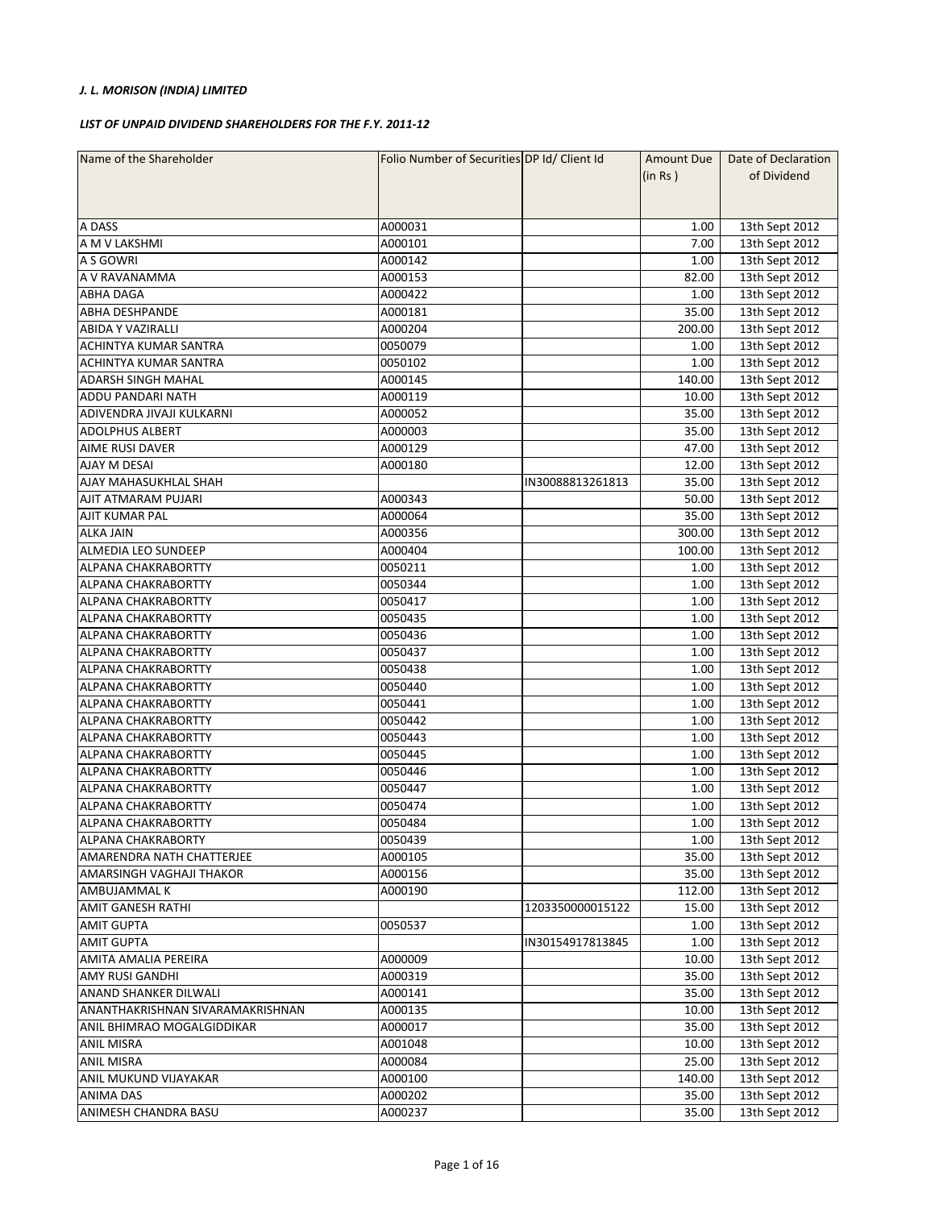***J. L. MORISON (INDIA) LIMITED***

***LIST OF UNPAID DIVIDEND SHAREHOLDERS FOR THE F.Y. 2011-12***

| Name of the Shareholder | Folio Number of Securities | DP Id/ Client Id | Amount Due (in Rs ) | Date of Declaration of Dividend |
|---|---|---|---|---|
| A DASS | A000031 | | 1.00 | 13th Sept 2012 |
| A M V LAKSHMI | A000101 | | 7.00 | 13th Sept 2012 |
| A S GOWRI | A000142 | | 1.00 | 13th Sept 2012 |
| A V RAVANAMMA | A000153 | | 82.00 | 13th Sept 2012 |
| ABHA DAGA | A000422 | | 1.00 | 13th Sept 2012 |
| ABHA DESHPANDE | A000181 | | 35.00 | 13th Sept 2012 |
| ABIDA Y VAZIRALLI | A000204 | | 200.00 | 13th Sept 2012 |
| ACHINTYA KUMAR SANTRA | 0050079 | | 1.00 | 13th Sept 2012 |
| ACHINTYA KUMAR SANTRA | 0050102 | | 1.00 | 13th Sept 2012 |
| ADARSH SINGH MAHAL | A000145 | | 140.00 | 13th Sept 2012 |
| ADDU PANDARI NATH | A000119 | | 10.00 | 13th Sept 2012 |
| ADIVENDRA JIVAJI KULKARNI | A000052 | | 35.00 | 13th Sept 2012 |
| ADOLPHUS ALBERT | A000003 | | 35.00 | 13th Sept 2012 |
| AIME RUSI DAVER | A000129 | | 47.00 | 13th Sept 2012 |
| AJAY M DESAI | A000180 | | 12.00 | 13th Sept 2012 |
| AJAY MAHASUKHLAL SHAH | | IN30088813261813 | 35.00 | 13th Sept 2012 |
| AJIT ATMARAM PUJARI | A000343 | | 50.00 | 13th Sept 2012 |
| AJIT KUMAR PAL | A000064 | | 35.00 | 13th Sept 2012 |
| ALKA JAIN | A000356 | | 300.00 | 13th Sept 2012 |
| ALMEDIA LEO SUNDEEP | A000404 | | 100.00 | 13th Sept 2012 |
| ALPANA CHAKRABORTTY | 0050211 | | 1.00 | 13th Sept 2012 |
| ALPANA CHAKRABORTTY | 0050344 | | 1.00 | 13th Sept 2012 |
| ALPANA CHAKRABORTTY | 0050417 | | 1.00 | 13th Sept 2012 |
| ALPANA CHAKRABORTTY | 0050435 | | 1.00 | 13th Sept 2012 |
| ALPANA CHAKRABORTTY | 0050436 | | 1.00 | 13th Sept 2012 |
| ALPANA CHAKRABORTTY | 0050437 | | 1.00 | 13th Sept 2012 |
| ALPANA CHAKRABORTTY | 0050438 | | 1.00 | 13th Sept 2012 |
| ALPANA CHAKRABORTTY | 0050440 | | 1.00 | 13th Sept 2012 |
| ALPANA CHAKRABORTTY | 0050441 | | 1.00 | 13th Sept 2012 |
| ALPANA CHAKRABORTTY | 0050442 | | 1.00 | 13th Sept 2012 |
| ALPANA CHAKRABORTTY | 0050443 | | 1.00 | 13th Sept 2012 |
| ALPANA CHAKRABORTTY | 0050445 | | 1.00 | 13th Sept 2012 |
| ALPANA CHAKRABORTTY | 0050446 | | 1.00 | 13th Sept 2012 |
| ALPANA CHAKRABORTTY | 0050447 | | 1.00 | 13th Sept 2012 |
| ALPANA CHAKRABORTTY | 0050474 | | 1.00 | 13th Sept 2012 |
| ALPANA CHAKRABORTTY | 0050484 | | 1.00 | 13th Sept 2012 |
| ALPANA CHAKRABORTY | 0050439 | | 1.00 | 13th Sept 2012 |
| AMARENDRA NATH CHATTERJEE | A000105 | | 35.00 | 13th Sept 2012 |
| AMARSINGH VAGHAJI THAKOR | A000156 | | 35.00 | 13th Sept 2012 |
| AMBUJAMMAL K | A000190 | | 112.00 | 13th Sept 2012 |
| AMIT GANESH RATHI | | 1203350000015122 | 15.00 | 13th Sept 2012 |
| AMIT GUPTA | 0050537 | | 1.00 | 13th Sept 2012 |
| AMIT GUPTA | | IN30154917813845 | 1.00 | 13th Sept 2012 |
| AMITA AMALIA PEREIRA | A000009 | | 10.00 | 13th Sept 2012 |
| AMY RUSI GANDHI | A000319 | | 35.00 | 13th Sept 2012 |
| ANAND SHANKER DILWALI | A000141 | | 35.00 | 13th Sept 2012 |
| ANANTHAKRISHNAN SIVARAMAKRISHNAN | A000135 | | 10.00 | 13th Sept 2012 |
| ANIL BHIMRAO MOGALGIDDIKAR | A000017 | | 35.00 | 13th Sept 2012 |
| ANIL MISRA | A001048 | | 10.00 | 13th Sept 2012 |
| ANIL MISRA | A000084 | | 25.00 | 13th Sept 2012 |
| ANIL MUKUND VIJAYAKAR | A000100 | | 140.00 | 13th Sept 2012 |
| ANIMA DAS | A000202 | | 35.00 | 13th Sept 2012 |
| ANIMESH CHANDRA BASU | A000237 | | 35.00 | 13th Sept 2012 |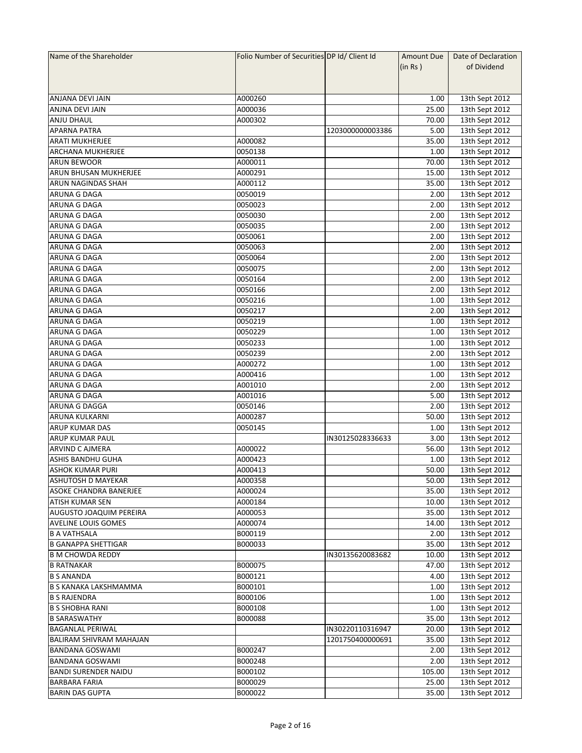| Name of the Shareholder | Folio Number of Securities | DP Id/ Client Id | Amount Due (in Rs ) | Date of Declaration of Dividend |
|---|---|---|---|---|
| ANJANA DEVI JAIN | A000260 | | 1.00 | 13th Sept 2012 |
| ANJNA DEVI JAIN | A000036 | | 25.00 | 13th Sept 2012 |
| ANJU DHAUL | A000302 | | 70.00 | 13th Sept 2012 |
| APARNA PATRA | | 1203000000003386 | 5.00 | 13th Sept 2012 |
| ARATI MUKHERJEE | A000082 | | 35.00 | 13th Sept 2012 |
| ARCHANA MUKHERJEE | 0050138 | | 1.00 | 13th Sept 2012 |
| ARUN BEWOOR | A000011 | | 70.00 | 13th Sept 2012 |
| ARUN BHUSAN MUKHERJEE | A000291 | | 15.00 | 13th Sept 2012 |
| ARUN NAGINDAS SHAH | A000112 | | 35.00 | 13th Sept 2012 |
| ARUNA G DAGA | 0050019 | | 2.00 | 13th Sept 2012 |
| ARUNA G DAGA | 0050023 | | 2.00 | 13th Sept 2012 |
| ARUNA G DAGA | 0050030 | | 2.00 | 13th Sept 2012 |
| ARUNA G DAGA | 0050035 | | 2.00 | 13th Sept 2012 |
| ARUNA G DAGA | 0050061 | | 2.00 | 13th Sept 2012 |
| ARUNA G DAGA | 0050063 | | 2.00 | 13th Sept 2012 |
| ARUNA G DAGA | 0050064 | | 2.00 | 13th Sept 2012 |
| ARUNA G DAGA | 0050075 | | 2.00 | 13th Sept 2012 |
| ARUNA G DAGA | 0050164 | | 2.00 | 13th Sept 2012 |
| ARUNA G DAGA | 0050166 | | 2.00 | 13th Sept 2012 |
| ARUNA G DAGA | 0050216 | | 1.00 | 13th Sept 2012 |
| ARUNA G DAGA | 0050217 | | 2.00 | 13th Sept 2012 |
| ARUNA G DAGA | 0050219 | | 1.00 | 13th Sept 2012 |
| ARUNA G DAGA | 0050229 | | 1.00 | 13th Sept 2012 |
| ARUNA G DAGA | 0050233 | | 1.00 | 13th Sept 2012 |
| ARUNA G DAGA | 0050239 | | 2.00 | 13th Sept 2012 |
| ARUNA G DAGA | A000272 | | 1.00 | 13th Sept 2012 |
| ARUNA G DAGA | A000416 | | 1.00 | 13th Sept 2012 |
| ARUNA G DAGA | A001010 | | 2.00 | 13th Sept 2012 |
| ARUNA G DAGA | A001016 | | 5.00 | 13th Sept 2012 |
| ARUNA G DAGGA | 0050146 | | 2.00 | 13th Sept 2012 |
| ARUNA KULKARNI | A000287 | | 50.00 | 13th Sept 2012 |
| ARUP KUMAR DAS | 0050145 | | 1.00 | 13th Sept 2012 |
| ARUP KUMAR PAUL | | IN30125028336633 | 3.00 | 13th Sept 2012 |
| ARVIND C AJMERA | A000022 | | 56.00 | 13th Sept 2012 |
| ASHIS BANDHU GUHA | A000423 | | 1.00 | 13th Sept 2012 |
| ASHOK KUMAR PURI | A000413 | | 50.00 | 13th Sept 2012 |
| ASHUTOSH D MAYEKAR | A000358 | | 50.00 | 13th Sept 2012 |
| ASOKE CHANDRA BANERJEE | A000024 | | 35.00 | 13th Sept 2012 |
| ATISH KUMAR SEN | A000184 | | 10.00 | 13th Sept 2012 |
| AUGUSTO JOAQUIM PEREIRA | A000053 | | 35.00 | 13th Sept 2012 |
| AVELINE LOUIS GOMES | A000074 | | 14.00 | 13th Sept 2012 |
| B A VATHSALA | B000119 | | 2.00 | 13th Sept 2012 |
| B GANAPPA SHETTIGAR | B000033 | | 35.00 | 13th Sept 2012 |
| B M CHOWDA REDDY | | IN30135620083682 | 10.00 | 13th Sept 2012 |
| B RATNAKAR | B000075 | | 47.00 | 13th Sept 2012 |
| B S ANANDA | B000121 | | 4.00 | 13th Sept 2012 |
| B S KANAKA LAKSHMAMMA | B000101 | | 1.00 | 13th Sept 2012 |
| B S RAJENDRA | B000106 | | 1.00 | 13th Sept 2012 |
| B S SHOBHA RANI | B000108 | | 1.00 | 13th Sept 2012 |
| B SARASWATHY | B000088 | | 35.00 | 13th Sept 2012 |
| BAGANLAL PERIWAL | | IN30220110316947 | 20.00 | 13th Sept 2012 |
| BALIRAM SHIVRAM MAHAJAN | | 1201750400000691 | 35.00 | 13th Sept 2012 |
| BANDANA GOSWAMI | B000247 | | 2.00 | 13th Sept 2012 |
| BANDANA GOSWAMI | B000248 | | 2.00 | 13th Sept 2012 |
| BANDI SURENDER NAIDU | B000102 | | 105.00 | 13th Sept 2012 |
| BARBARA FARIA | B000029 | | 25.00 | 13th Sept 2012 |
| BARIN DAS GUPTA | B000022 | | 35.00 | 13th Sept 2012 |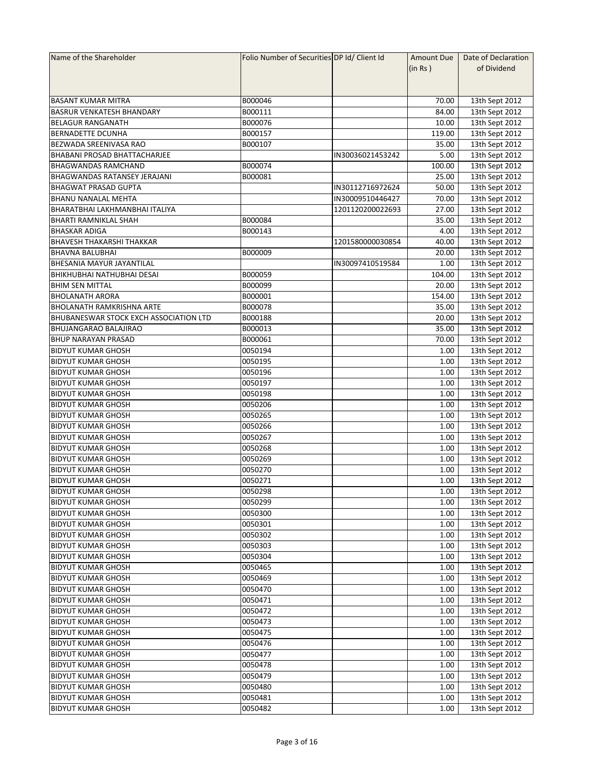| Name of the Shareholder | Folio Number of Securities | DP Id/ Client Id | Amount Due (in Rs ) | Date of Declaration of Dividend |
|---|---|---|---|---|
| BASANT KUMAR MITRA | B000046 | | 70.00 | 13th Sept 2012 |
| BASRUR VENKATESH BHANDARY | B000111 | | 84.00 | 13th Sept 2012 |
| BELAGUR RANGANATH | B000076 | | 10.00 | 13th Sept 2012 |
| BERNADETTE DCUNHA | B000157 | | 119.00 | 13th Sept 2012 |
| BEZWADA SREENIVASA RAO | B000107 | | 35.00 | 13th Sept 2012 |
| BHABANI PROSAD BHATTACHARJEE | | IN30036021453242 | 5.00 | 13th Sept 2012 |
| BHAGWANDAS RAMCHAND | B000074 | | 100.00 | 13th Sept 2012 |
| BHAGWANDAS RATANSEY JERAJANI | B000081 | | 25.00 | 13th Sept 2012 |
| BHAGWAT PRASAD GUPTA | | IN30112716972624 | 50.00 | 13th Sept 2012 |
| BHANU NANALAL MEHTA | | IN30009510446427 | 70.00 | 13th Sept 2012 |
| BHARATBHAI LAKHMANBHAI ITALIYA | | 1201120200022693 | 27.00 | 13th Sept 2012 |
| BHARTI RAMNIKLAL SHAH | B000084 | | 35.00 | 13th Sept 2012 |
| BHASKAR ADIGA | B000143 | | 4.00 | 13th Sept 2012 |
| BHAVESH THAKARSHI THAKKAR | | 1201580000030854 | 40.00 | 13th Sept 2012 |
| BHAVNA BALUBHAI | B000009 | | 20.00 | 13th Sept 2012 |
| BHESANIA MAYUR JAYANTILAL | | IN30097410519584 | 1.00 | 13th Sept 2012 |
| BHIKHUBHAI NATHUBHAI DESAI | B000059 | | 104.00 | 13th Sept 2012 |
| BHIM SEN MITTAL | B000099 | | 20.00 | 13th Sept 2012 |
| BHOLANATH ARORA | B000001 | | 154.00 | 13th Sept 2012 |
| BHOLANATH RAMKRISHNA ARTE | B000078 | | 35.00 | 13th Sept 2012 |
| BHUBANESWAR STOCK EXCH ASSOCIATION LTD | B000188 | | 20.00 | 13th Sept 2012 |
| BHUJANGARAO BALAJIRAO | B000013 | | 35.00 | 13th Sept 2012 |
| BHUP NARAYAN PRASAD | B000061 | | 70.00 | 13th Sept 2012 |
| BIDYUT KUMAR GHOSH | 0050194 | | 1.00 | 13th Sept 2012 |
| BIDYUT KUMAR GHOSH | 0050195 | | 1.00 | 13th Sept 2012 |
| BIDYUT KUMAR GHOSH | 0050196 | | 1.00 | 13th Sept 2012 |
| BIDYUT KUMAR GHOSH | 0050197 | | 1.00 | 13th Sept 2012 |
| BIDYUT KUMAR GHOSH | 0050198 | | 1.00 | 13th Sept 2012 |
| BIDYUT KUMAR GHOSH | 0050206 | | 1.00 | 13th Sept 2012 |
| BIDYUT KUMAR GHOSH | 0050265 | | 1.00 | 13th Sept 2012 |
| BIDYUT KUMAR GHOSH | 0050266 | | 1.00 | 13th Sept 2012 |
| BIDYUT KUMAR GHOSH | 0050267 | | 1.00 | 13th Sept 2012 |
| BIDYUT KUMAR GHOSH | 0050268 | | 1.00 | 13th Sept 2012 |
| BIDYUT KUMAR GHOSH | 0050269 | | 1.00 | 13th Sept 2012 |
| BIDYUT KUMAR GHOSH | 0050270 | | 1.00 | 13th Sept 2012 |
| BIDYUT KUMAR GHOSH | 0050271 | | 1.00 | 13th Sept 2012 |
| BIDYUT KUMAR GHOSH | 0050298 | | 1.00 | 13th Sept 2012 |
| BIDYUT KUMAR GHOSH | 0050299 | | 1.00 | 13th Sept 2012 |
| BIDYUT KUMAR GHOSH | 0050300 | | 1.00 | 13th Sept 2012 |
| BIDYUT KUMAR GHOSH | 0050301 | | 1.00 | 13th Sept 2012 |
| BIDYUT KUMAR GHOSH | 0050302 | | 1.00 | 13th Sept 2012 |
| BIDYUT KUMAR GHOSH | 0050303 | | 1.00 | 13th Sept 2012 |
| BIDYUT KUMAR GHOSH | 0050304 | | 1.00 | 13th Sept 2012 |
| BIDYUT KUMAR GHOSH | 0050465 | | 1.00 | 13th Sept 2012 |
| BIDYUT KUMAR GHOSH | 0050469 | | 1.00 | 13th Sept 2012 |
| BIDYUT KUMAR GHOSH | 0050470 | | 1.00 | 13th Sept 2012 |
| BIDYUT KUMAR GHOSH | 0050471 | | 1.00 | 13th Sept 2012 |
| BIDYUT KUMAR GHOSH | 0050472 | | 1.00 | 13th Sept 2012 |
| BIDYUT KUMAR GHOSH | 0050473 | | 1.00 | 13th Sept 2012 |
| BIDYUT KUMAR GHOSH | 0050475 | | 1.00 | 13th Sept 2012 |
| BIDYUT KUMAR GHOSH | 0050476 | | 1.00 | 13th Sept 2012 |
| BIDYUT KUMAR GHOSH | 0050477 | | 1.00 | 13th Sept 2012 |
| BIDYUT KUMAR GHOSH | 0050478 | | 1.00 | 13th Sept 2012 |
| BIDYUT KUMAR GHOSH | 0050479 | | 1.00 | 13th Sept 2012 |
| BIDYUT KUMAR GHOSH | 0050480 | | 1.00 | 13th Sept 2012 |
| BIDYUT KUMAR GHOSH | 0050481 | | 1.00 | 13th Sept 2012 |
| BIDYUT KUMAR GHOSH | 0050482 | | 1.00 | 13th Sept 2012 |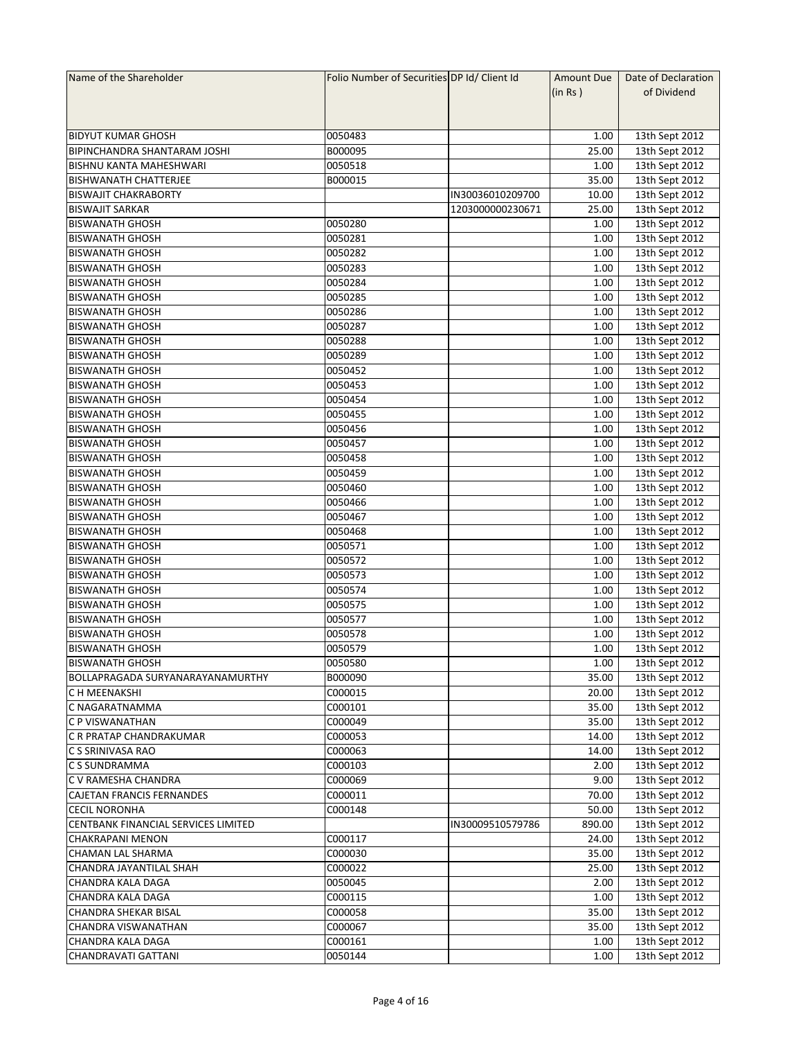| Name of the Shareholder | Folio Number of Securities | DP Id/ Client Id | Amount Due (in Rs ) | Date of Declaration of Dividend |
|---|---|---|---|---|
| BIDYUT KUMAR GHOSH | 0050483 | | 1.00 | 13th Sept 2012 |
| BIPINCHANDRA SHANTARAM JOSHI | B000095 | | 25.00 | 13th Sept 2012 |
| BISHNU KANTA MAHESHWARI | 0050518 | | 1.00 | 13th Sept 2012 |
| BISHWANATH CHATTERJEE | B000015 | | 35.00 | 13th Sept 2012 |
| BISWAJIT CHAKRABORTY | | IN30036010209700 | 10.00 | 13th Sept 2012 |
| BISWAJIT SARKAR | | 1203000000230671 | 25.00 | 13th Sept 2012 |
| BISWANATH GHOSH | 0050280 | | 1.00 | 13th Sept 2012 |
| BISWANATH GHOSH | 0050281 | | 1.00 | 13th Sept 2012 |
| BISWANATH GHOSH | 0050282 | | 1.00 | 13th Sept 2012 |
| BISWANATH GHOSH | 0050283 | | 1.00 | 13th Sept 2012 |
| BISWANATH GHOSH | 0050284 | | 1.00 | 13th Sept 2012 |
| BISWANATH GHOSH | 0050285 | | 1.00 | 13th Sept 2012 |
| BISWANATH GHOSH | 0050286 | | 1.00 | 13th Sept 2012 |
| BISWANATH GHOSH | 0050287 | | 1.00 | 13th Sept 2012 |
| BISWANATH GHOSH | 0050288 | | 1.00 | 13th Sept 2012 |
| BISWANATH GHOSH | 0050289 | | 1.00 | 13th Sept 2012 |
| BISWANATH GHOSH | 0050452 | | 1.00 | 13th Sept 2012 |
| BISWANATH GHOSH | 0050453 | | 1.00 | 13th Sept 2012 |
| BISWANATH GHOSH | 0050454 | | 1.00 | 13th Sept 2012 |
| BISWANATH GHOSH | 0050455 | | 1.00 | 13th Sept 2012 |
| BISWANATH GHOSH | 0050456 | | 1.00 | 13th Sept 2012 |
| BISWANATH GHOSH | 0050457 | | 1.00 | 13th Sept 2012 |
| BISWANATH GHOSH | 0050458 | | 1.00 | 13th Sept 2012 |
| BISWANATH GHOSH | 0050459 | | 1.00 | 13th Sept 2012 |
| BISWANATH GHOSH | 0050460 | | 1.00 | 13th Sept 2012 |
| BISWANATH GHOSH | 0050466 | | 1.00 | 13th Sept 2012 |
| BISWANATH GHOSH | 0050467 | | 1.00 | 13th Sept 2012 |
| BISWANATH GHOSH | 0050468 | | 1.00 | 13th Sept 2012 |
| BISWANATH GHOSH | 0050571 | | 1.00 | 13th Sept 2012 |
| BISWANATH GHOSH | 0050572 | | 1.00 | 13th Sept 2012 |
| BISWANATH GHOSH | 0050573 | | 1.00 | 13th Sept 2012 |
| BISWANATH GHOSH | 0050574 | | 1.00 | 13th Sept 2012 |
| BISWANATH GHOSH | 0050575 | | 1.00 | 13th Sept 2012 |
| BISWANATH GHOSH | 0050577 | | 1.00 | 13th Sept 2012 |
| BISWANATH GHOSH | 0050578 | | 1.00 | 13th Sept 2012 |
| BISWANATH GHOSH | 0050579 | | 1.00 | 13th Sept 2012 |
| BISWANATH GHOSH | 0050580 | | 1.00 | 13th Sept 2012 |
| BOLLAPRAGADA SURYANARAYANAMURTHY | B000090 | | 35.00 | 13th Sept 2012 |
| C H MEENAKSHI | C000015 | | 20.00 | 13th Sept 2012 |
| C NAGARATNAMMA | C000101 | | 35.00 | 13th Sept 2012 |
| C P VISWANATHAN | C000049 | | 35.00 | 13th Sept 2012 |
| C R PRATAP CHANDRAKUMAR | C000053 | | 14.00 | 13th Sept 2012 |
| C S SRINIVASA RAO | C000063 | | 14.00 | 13th Sept 2012 |
| C S SUNDRAMMA | C000103 | | 2.00 | 13th Sept 2012 |
| C V RAMESHA CHANDRA | C000069 | | 9.00 | 13th Sept 2012 |
| CAJETAN FRANCIS FERNANDES | C000011 | | 70.00 | 13th Sept 2012 |
| CECIL NORONHA | C000148 | | 50.00 | 13th Sept 2012 |
| CENTBANK FINANCIAL SERVICES LIMITED | | IN30009510579786 | 890.00 | 13th Sept 2012 |
| CHAKRAPANI MENON | C000117 | | 24.00 | 13th Sept 2012 |
| CHAMAN LAL SHARMA | C000030 | | 35.00 | 13th Sept 2012 |
| CHANDRA JAYANTILAL SHAH | C000022 | | 25.00 | 13th Sept 2012 |
| CHANDRA KALA DAGA | 0050045 | | 2.00 | 13th Sept 2012 |
| CHANDRA KALA DAGA | C000115 | | 1.00 | 13th Sept 2012 |
| CHANDRA SHEKAR BISAL | C000058 | | 35.00 | 13th Sept 2012 |
| CHANDRA VISWANATHAN | C000067 | | 35.00 | 13th Sept 2012 |
| CHANDRA KALA DAGA | C000161 | | 1.00 | 13th Sept 2012 |
| CHANDRAVATI GATTANI | 0050144 | | 1.00 | 13th Sept 2012 |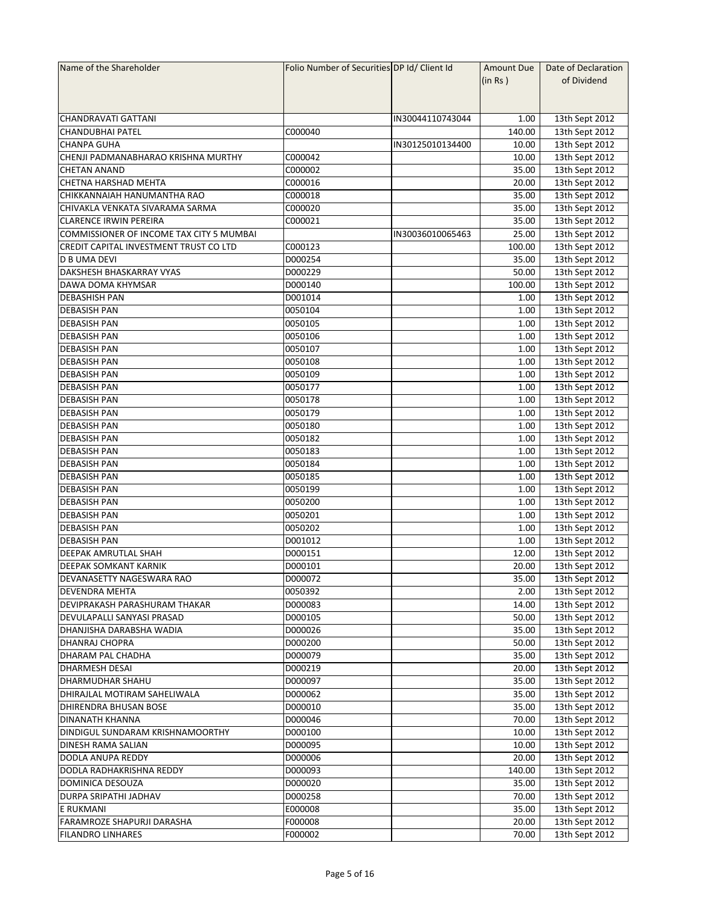| Name of the Shareholder | Folio Number of Securities | DP Id/ Client Id | Amount Due (in Rs ) | Date of Declaration of Dividend |
|---|---|---|---|---|
| CHANDRAVATI GATTANI | | IN30044110743044 | 1.00 | 13th Sept 2012 |
| CHANDUBHAI PATEL | C000040 | | 140.00 | 13th Sept 2012 |
| CHANPA GUHA | | IN30125010134400 | 10.00 | 13th Sept 2012 |
| CHENJI PADMANABHARAO KRISHNA MURTHY | C000042 | | 10.00 | 13th Sept 2012 |
| CHETAN ANAND | C000002 | | 35.00 | 13th Sept 2012 |
| CHETNA HARSHAD MEHTA | C000016 | | 20.00 | 13th Sept 2012 |
| CHIKKANNAIAH HANUMANTHA RAO | C000018 | | 35.00 | 13th Sept 2012 |
| CHIVAKLA VENKATA SIVARAMA SARMA | C000020 | | 35.00 | 13th Sept 2012 |
| CLARENCE IRWIN PEREIRA | C000021 | | 35.00 | 13th Sept 2012 |
| COMMISSIONER OF INCOME TAX CITY 5 MUMBAI | | IN30036010065463 | 25.00 | 13th Sept 2012 |
| CREDIT CAPITAL INVESTMENT TRUST CO LTD | C000123 | | 100.00 | 13th Sept 2012 |
| D B UMA DEVI | D000254 | | 35.00 | 13th Sept 2012 |
| DAKSHESH BHASKARRAY VYAS | D000229 | | 50.00 | 13th Sept 2012 |
| DAWA DOMA KHYMSAR | D000140 | | 100.00 | 13th Sept 2012 |
| DEBASHISH PAN | D001014 | | 1.00 | 13th Sept 2012 |
| DEBASISH PAN | 0050104 | | 1.00 | 13th Sept 2012 |
| DEBASISH PAN | 0050105 | | 1.00 | 13th Sept 2012 |
| DEBASISH PAN | 0050106 | | 1.00 | 13th Sept 2012 |
| DEBASISH PAN | 0050107 | | 1.00 | 13th Sept 2012 |
| DEBASISH PAN | 0050108 | | 1.00 | 13th Sept 2012 |
| DEBASISH PAN | 0050109 | | 1.00 | 13th Sept 2012 |
| DEBASISH PAN | 0050177 | | 1.00 | 13th Sept 2012 |
| DEBASISH PAN | 0050178 | | 1.00 | 13th Sept 2012 |
| DEBASISH PAN | 0050179 | | 1.00 | 13th Sept 2012 |
| DEBASISH PAN | 0050180 | | 1.00 | 13th Sept 2012 |
| DEBASISH PAN | 0050182 | | 1.00 | 13th Sept 2012 |
| DEBASISH PAN | 0050183 | | 1.00 | 13th Sept 2012 |
| DEBASISH PAN | 0050184 | | 1.00 | 13th Sept 2012 |
| DEBASISH PAN | 0050185 | | 1.00 | 13th Sept 2012 |
| DEBASISH PAN | 0050199 | | 1.00 | 13th Sept 2012 |
| DEBASISH PAN | 0050200 | | 1.00 | 13th Sept 2012 |
| DEBASISH PAN | 0050201 | | 1.00 | 13th Sept 2012 |
| DEBASISH PAN | 0050202 | | 1.00 | 13th Sept 2012 |
| DEBASISH PAN | D001012 | | 1.00 | 13th Sept 2012 |
| DEEPAK AMRUTLAL SHAH | D000151 | | 12.00 | 13th Sept 2012 |
| DEEPAK SOMKANT KARNIK | D000101 | | 20.00 | 13th Sept 2012 |
| DEVANASETTY NAGESWARA RAO | D000072 | | 35.00 | 13th Sept 2012 |
| DEVENDRA MEHTA | 0050392 | | 2.00 | 13th Sept 2012 |
| DEVIPRAKASH PARASHURAM THAKAR | D000083 | | 14.00 | 13th Sept 2012 |
| DEVULAPALLI SANYASI PRASAD | D000105 | | 50.00 | 13th Sept 2012 |
| DHANJISHA DARABSHA WADIA | D000026 | | 35.00 | 13th Sept 2012 |
| DHANRAJ CHOPRA | D000200 | | 50.00 | 13th Sept 2012 |
| DHARAM PAL CHADHA | D000079 | | 35.00 | 13th Sept 2012 |
| DHARMESH DESAI | D000219 | | 20.00 | 13th Sept 2012 |
| DHARMUDHAR SHAHU | D000097 | | 35.00 | 13th Sept 2012 |
| DHIRAJLAL MOTIRAM SAHELIWALA | D000062 | | 35.00 | 13th Sept 2012 |
| DHIRENDRA BHUSAN BOSE | D000010 | | 35.00 | 13th Sept 2012 |
| DINANATH KHANNA | D000046 | | 70.00 | 13th Sept 2012 |
| DINDIGUL SUNDARAM KRISHNAMOORTHY | D000100 | | 10.00 | 13th Sept 2012 |
| DINESH RAMA SALIAN | D000095 | | 10.00 | 13th Sept 2012 |
| DODLA ANUPA REDDY | D000006 | | 20.00 | 13th Sept 2012 |
| DODLA RADHAKRISHNA REDDY | D000093 | | 140.00 | 13th Sept 2012 |
| DOMINICA DESOUZA | D000020 | | 35.00 | 13th Sept 2012 |
| DURPA SRIPATHI JADHAV | D000258 | | 70.00 | 13th Sept 2012 |
| E RUKMANI | E000008 | | 35.00 | 13th Sept 2012 |
| FARAMROZE SHAPURJI DARASHA | F000008 | | 20.00 | 13th Sept 2012 |
| FILANDRO LINHARES | F000002 | | 70.00 | 13th Sept 2012 |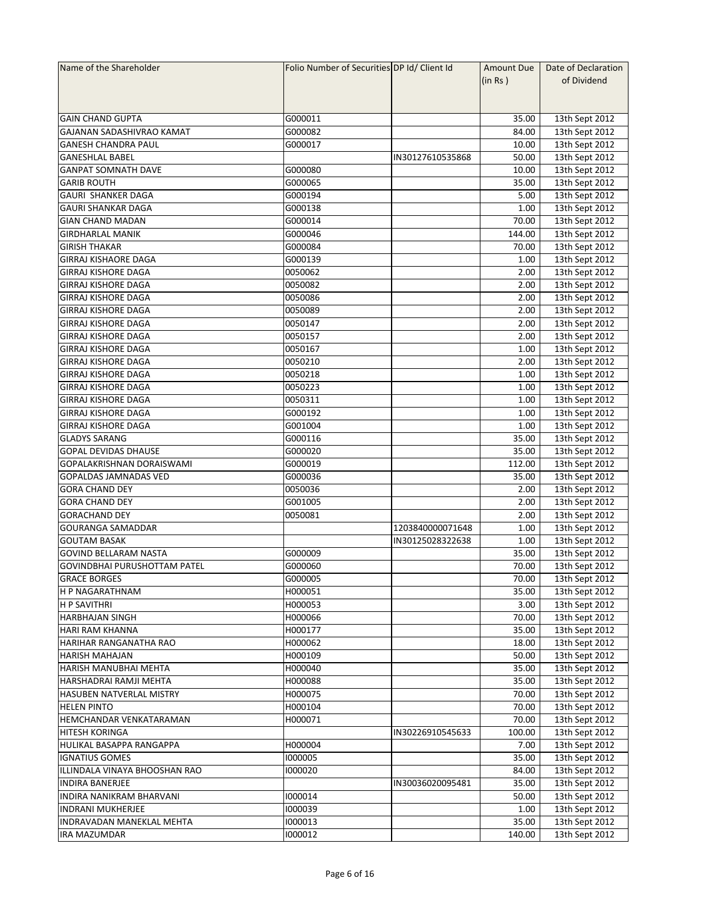| Name of the Shareholder | Folio Number of Securities | DP Id/ Client Id | Amount Due (in Rs ) | Date of Declaration of Dividend |
|---|---|---|---|---|
| GAIN CHAND GUPTA | G000011 | | 35.00 | 13th Sept 2012 |
| GAJANAN SADASHIVRAO KAMAT | G000082 | | 84.00 | 13th Sept 2012 |
| GANESH CHANDRA PAUL | G000017 | | 10.00 | 13th Sept 2012 |
| GANESHLAL BABEL | | IN30127610535868 | 50.00 | 13th Sept 2012 |
| GANPAT SOMNATH DAVE | G000080 | | 10.00 | 13th Sept 2012 |
| GARIB ROUTH | G000065 | | 35.00 | 13th Sept 2012 |
| GAURI SHANKER DAGA | G000194 | | 5.00 | 13th Sept 2012 |
| GAURI SHANKAR DAGA | G000138 | | 1.00 | 13th Sept 2012 |
| GIAN CHAND MADAN | G000014 | | 70.00 | 13th Sept 2012 |
| GIRDHARLAL MANIK | G000046 | | 144.00 | 13th Sept 2012 |
| GIRISH THAKAR | G000084 | | 70.00 | 13th Sept 2012 |
| GIRRAJ KISHAORE DAGA | G000139 | | 1.00 | 13th Sept 2012 |
| GIRRAJ KISHORE DAGA | 0050062 | | 2.00 | 13th Sept 2012 |
| GIRRAJ KISHORE DAGA | 0050082 | | 2.00 | 13th Sept 2012 |
| GIRRAJ KISHORE DAGA | 0050086 | | 2.00 | 13th Sept 2012 |
| GIRRAJ KISHORE DAGA | 0050089 | | 2.00 | 13th Sept 2012 |
| GIRRAJ KISHORE DAGA | 0050147 | | 2.00 | 13th Sept 2012 |
| GIRRAJ KISHORE DAGA | 0050157 | | 2.00 | 13th Sept 2012 |
| GIRRAJ KISHORE DAGA | 0050167 | | 1.00 | 13th Sept 2012 |
| GIRRAJ KISHORE DAGA | 0050210 | | 2.00 | 13th Sept 2012 |
| GIRRAJ KISHORE DAGA | 0050218 | | 1.00 | 13th Sept 2012 |
| GIRRAJ KISHORE DAGA | 0050223 | | 1.00 | 13th Sept 2012 |
| GIRRAJ KISHORE DAGA | 0050311 | | 1.00 | 13th Sept 2012 |
| GIRRAJ KISHORE DAGA | G000192 | | 1.00 | 13th Sept 2012 |
| GIRRAJ KISHORE DAGA | G001004 | | 1.00 | 13th Sept 2012 |
| GLADYS SARANG | G000116 | | 35.00 | 13th Sept 2012 |
| GOPAL DEVIDAS DHAUSE | G000020 | | 35.00 | 13th Sept 2012 |
| GOPALAKRISHNAN DORAISWAMI | G000019 | | 112.00 | 13th Sept 2012 |
| GOPALDAS JAMNADAS VED | G000036 | | 35.00 | 13th Sept 2012 |
| GORA CHAND DEY | 0050036 | | 2.00 | 13th Sept 2012 |
| GORA CHAND DEY | G001005 | | 2.00 | 13th Sept 2012 |
| GORACHAND DEY | 0050081 | | 2.00 | 13th Sept 2012 |
| GOURANGA SAMADDAR | | 1203840000071648 | 1.00 | 13th Sept 2012 |
| GOUTAM BASAK | | IN30125028322638 | 1.00 | 13th Sept 2012 |
| GOVIND BELLARAM NASTA | G000009 | | 35.00 | 13th Sept 2012 |
| GOVINDBHAI PURUSHOTTAM PATEL | G000060 | | 70.00 | 13th Sept 2012 |
| GRACE BORGES | G000005 | | 70.00 | 13th Sept 2012 |
| H P NAGARATHNAM | H000051 | | 35.00 | 13th Sept 2012 |
| H P SAVITHRI | H000053 | | 3.00 | 13th Sept 2012 |
| HARBHAJAN SINGH | H000066 | | 70.00 | 13th Sept 2012 |
| HARI RAM KHANNA | H000177 | | 35.00 | 13th Sept 2012 |
| HARIHAR RANGANATHA RAO | H000062 | | 18.00 | 13th Sept 2012 |
| HARISH MAHAJAN | H000109 | | 50.00 | 13th Sept 2012 |
| HARISH MANUBHAI MEHTA | H000040 | | 35.00 | 13th Sept 2012 |
| HARSHADRAI RAMJI MEHTA | H000088 | | 35.00 | 13th Sept 2012 |
| HASUBEN NATVERLAL MISTRY | H000075 | | 70.00 | 13th Sept 2012 |
| HELEN PINTO | H000104 | | 70.00 | 13th Sept 2012 |
| HEMCHANDAR VENKATARAMAN | H000071 | | 70.00 | 13th Sept 2012 |
| HITESH KORINGA | | IN30226910545633 | 100.00 | 13th Sept 2012 |
| HULIKAL BASAPPA RANGAPPA | H000004 | | 7.00 | 13th Sept 2012 |
| IGNATIUS GOMES | I000005 | | 35.00 | 13th Sept 2012 |
| ILLINDALA VINAYA BHOOSHAN RAO | I000020 | | 84.00 | 13th Sept 2012 |
| INDIRA BANERJEE | | IN30036020095481 | 35.00 | 13th Sept 2012 |
| INDIRA NANIKRAM BHARVANI | I000014 | | 50.00 | 13th Sept 2012 |
| INDRANI MUKHERJEE | I000039 | | 1.00 | 13th Sept 2012 |
| INDRAVADAN MANEKLAL MEHTA | I000013 | | 35.00 | 13th Sept 2012 |
| IRA MAZUMDAR | I000012 | | 140.00 | 13th Sept 2012 |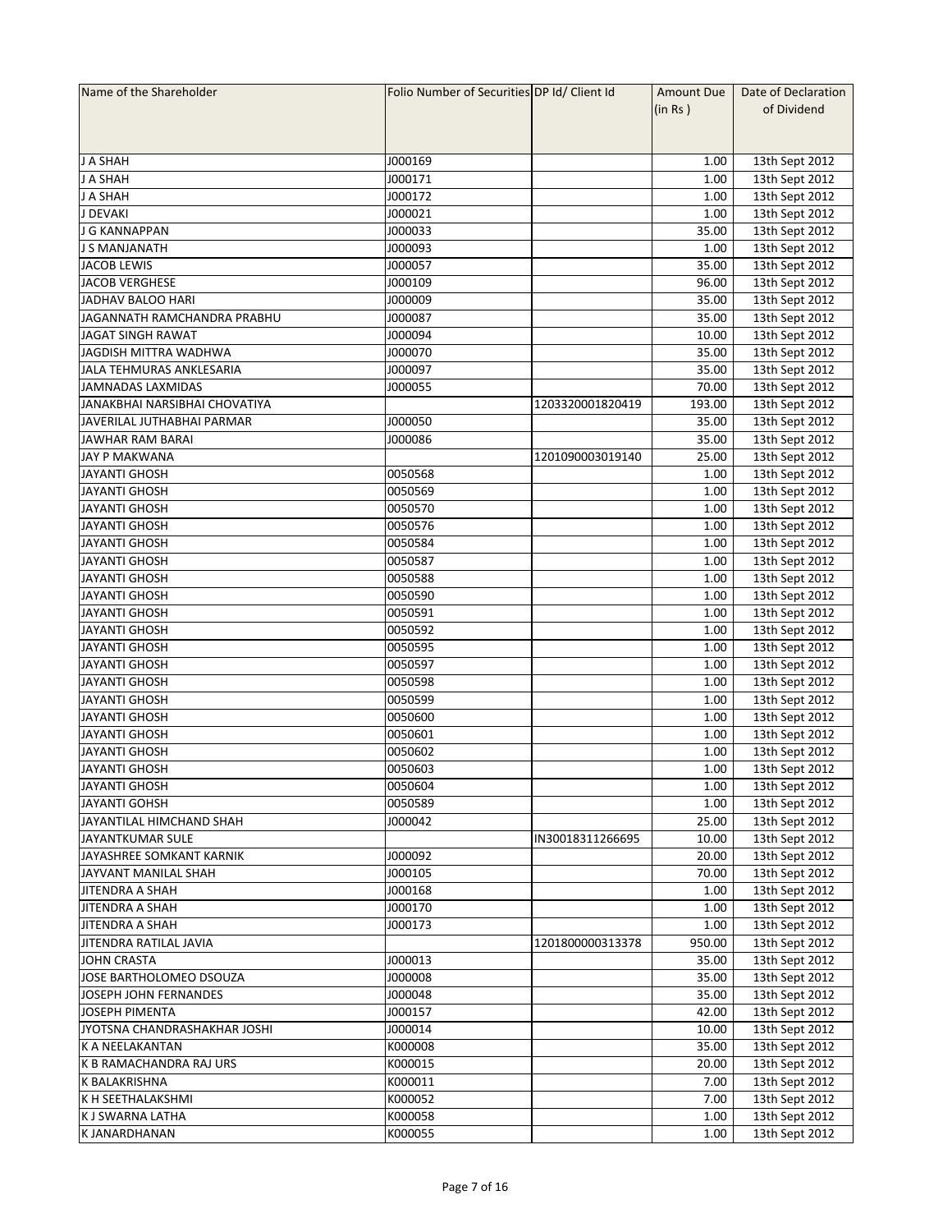| Name of the Shareholder | Folio Number of Securities | DP Id/ Client Id | Amount Due (in Rs ) | Date of Declaration of Dividend |
|---|---|---|---|---|
| J A SHAH | J000169 | | 1.00 | 13th Sept 2012 |
| J A SHAH | J000171 | | 1.00 | 13th Sept 2012 |
| J A SHAH | J000172 | | 1.00 | 13th Sept 2012 |
| J DEVAKI | J000021 | | 1.00 | 13th Sept 2012 |
| J G KANNAPPAN | J000033 | | 35.00 | 13th Sept 2012 |
| J S MANJANATH | J000093 | | 1.00 | 13th Sept 2012 |
| JACOB LEWIS | J000057 | | 35.00 | 13th Sept 2012 |
| JACOB VERGHESE | J000109 | | 96.00 | 13th Sept 2012 |
| JADHAV BALOO HARI | J000009 | | 35.00 | 13th Sept 2012 |
| JAGANNATH RAMCHANDRA PRABHU | J000087 | | 35.00 | 13th Sept 2012 |
| JAGAT SINGH RAWAT | J000094 | | 10.00 | 13th Sept 2012 |
| JAGDISH MITTRA WADHWA | J000070 | | 35.00 | 13th Sept 2012 |
| JALA TEHMURAS ANKLESARIA | J000097 | | 35.00 | 13th Sept 2012 |
| JAMNADAS LAXMIDAS | J000055 | | 70.00 | 13th Sept 2012 |
| JANAKBHAI NARSIBHAI CHOVATIYA | | 1203320001820419 | 193.00 | 13th Sept 2012 |
| JAVERILAL JUTHABHAI PARMAR | J000050 | | 35.00 | 13th Sept 2012 |
| JAWHAR RAM BARAI | J000086 | | 35.00 | 13th Sept 2012 |
| JAY P MAKWANA | | 1201090003019140 | 25.00 | 13th Sept 2012 |
| JAYANTI GHOSH | 0050568 | | 1.00 | 13th Sept 2012 |
| JAYANTI GHOSH | 0050569 | | 1.00 | 13th Sept 2012 |
| JAYANTI GHOSH | 0050570 | | 1.00 | 13th Sept 2012 |
| JAYANTI GHOSH | 0050576 | | 1.00 | 13th Sept 2012 |
| JAYANTI GHOSH | 0050584 | | 1.00 | 13th Sept 2012 |
| JAYANTI GHOSH | 0050587 | | 1.00 | 13th Sept 2012 |
| JAYANTI GHOSH | 0050588 | | 1.00 | 13th Sept 2012 |
| JAYANTI GHOSH | 0050590 | | 1.00 | 13th Sept 2012 |
| JAYANTI GHOSH | 0050591 | | 1.00 | 13th Sept 2012 |
| JAYANTI GHOSH | 0050592 | | 1.00 | 13th Sept 2012 |
| JAYANTI GHOSH | 0050595 | | 1.00 | 13th Sept 2012 |
| JAYANTI GHOSH | 0050597 | | 1.00 | 13th Sept 2012 |
| JAYANTI GHOSH | 0050598 | | 1.00 | 13th Sept 2012 |
| JAYANTI GHOSH | 0050599 | | 1.00 | 13th Sept 2012 |
| JAYANTI GHOSH | 0050600 | | 1.00 | 13th Sept 2012 |
| JAYANTI GHOSH | 0050601 | | 1.00 | 13th Sept 2012 |
| JAYANTI GHOSH | 0050602 | | 1.00 | 13th Sept 2012 |
| JAYANTI GHOSH | 0050603 | | 1.00 | 13th Sept 2012 |
| JAYANTI GHOSH | 0050604 | | 1.00 | 13th Sept 2012 |
| JAYANTI GOHSH | 0050589 | | 1.00 | 13th Sept 2012 |
| JAYANTILAL HIMCHAND SHAH | J000042 | | 25.00 | 13th Sept 2012 |
| JAYANTKUMAR SULE | | IN30018311266695 | 10.00 | 13th Sept 2012 |
| JAYASHREE SOMKANT KARNIK | J000092 | | 20.00 | 13th Sept 2012 |
| JAYVANT MANILAL SHAH | J000105 | | 70.00 | 13th Sept 2012 |
| JITENDRA A SHAH | J000168 | | 1.00 | 13th Sept 2012 |
| JITENDRA A SHAH | J000170 | | 1.00 | 13th Sept 2012 |
| JITENDRA A SHAH | J000173 | | 1.00 | 13th Sept 2012 |
| JITENDRA RATILAL JAVIA | | 1201800000313378 | 950.00 | 13th Sept 2012 |
| JOHN CRASTA | J000013 | | 35.00 | 13th Sept 2012 |
| JOSE BARTHOLOMEO DSOUZA | J000008 | | 35.00 | 13th Sept 2012 |
| JOSEPH JOHN FERNANDES | J000048 | | 35.00 | 13th Sept 2012 |
| JOSEPH PIMENTA | J000157 | | 42.00 | 13th Sept 2012 |
| JYOTSNA CHANDRASHAKHAR JOSHI | J000014 | | 10.00 | 13th Sept 2012 |
| K A NEELAKANTAN | K000008 | | 35.00 | 13th Sept 2012 |
| K B RAMACHANDRA RAJ URS | K000015 | | 20.00 | 13th Sept 2012 |
| K BALAKRISHNA | K000011 | | 7.00 | 13th Sept 2012 |
| K H SEETHALAKSHMI | K000052 | | 7.00 | 13th Sept 2012 |
| K J SWARNA LATHA | K000058 | | 1.00 | 13th Sept 2012 |
| K JANARDHANAN | K000055 | | 1.00 | 13th Sept 2012 |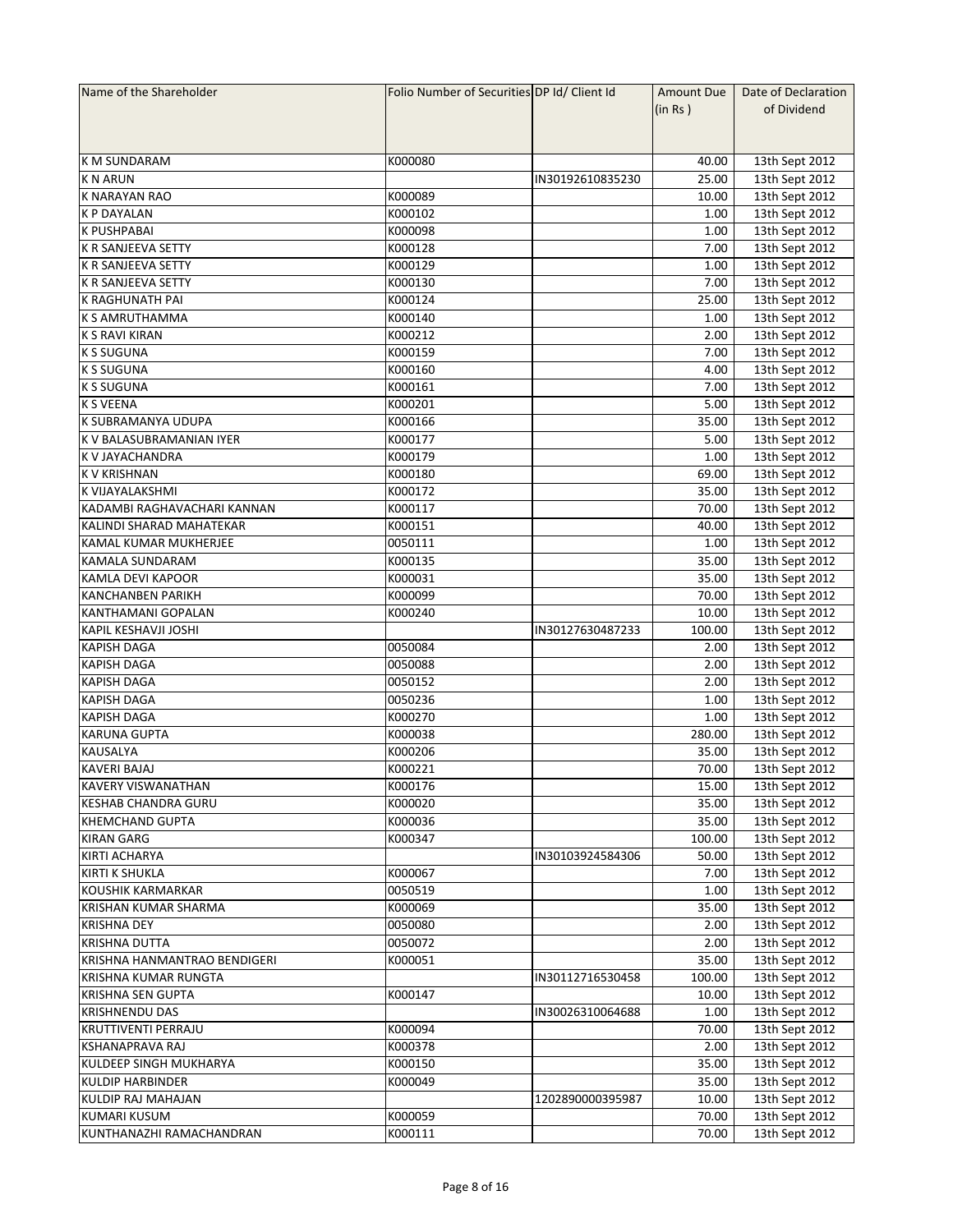| Name of the Shareholder | Folio Number of Securities | DP Id/ Client Id | Amount Due (in Rs ) | Date of Declaration of Dividend |
|---|---|---|---|---|
| K M SUNDARAM | K000080 | | 40.00 | 13th Sept 2012 |
| K N ARUN | | IN30192610835230 | 25.00 | 13th Sept 2012 |
| K NARAYAN RAO | K000089 | | 10.00 | 13th Sept 2012 |
| K P DAYALAN | K000102 | | 1.00 | 13th Sept 2012 |
| K PUSHPABAI | K000098 | | 1.00 | 13th Sept 2012 |
| K R SANJEEVA SETTY | K000128 | | 7.00 | 13th Sept 2012 |
| K R SANJEEVA SETTY | K000129 | | 1.00 | 13th Sept 2012 |
| K R SANJEEVA SETTY | K000130 | | 7.00 | 13th Sept 2012 |
| K RAGHUNATH PAI | K000124 | | 25.00 | 13th Sept 2012 |
| K S AMRUTHAMMA | K000140 | | 1.00 | 13th Sept 2012 |
| K S RAVI KIRAN | K000212 | | 2.00 | 13th Sept 2012 |
| K S SUGUNA | K000159 | | 7.00 | 13th Sept 2012 |
| K S SUGUNA | K000160 | | 4.00 | 13th Sept 2012 |
| K S SUGUNA | K000161 | | 7.00 | 13th Sept 2012 |
| K S VEENA | K000201 | | 5.00 | 13th Sept 2012 |
| K SUBRAMANYA UDUPA | K000166 | | 35.00 | 13th Sept 2012 |
| K V BALASUBRAMANIAN IYER | K000177 | | 5.00 | 13th Sept 2012 |
| K V JAYACHANDRA | K000179 | | 1.00 | 13th Sept 2012 |
| K V KRISHNAN | K000180 | | 69.00 | 13th Sept 2012 |
| K VIJAYALAKSHMI | K000172 | | 35.00 | 13th Sept 2012 |
| KADAMBI RAGHAVACHARI KANNAN | K000117 | | 70.00 | 13th Sept 2012 |
| KALINDI SHARAD MAHATEKAR | K000151 | | 40.00 | 13th Sept 2012 |
| KAMAL KUMAR MUKHERJEE | 0050111 | | 1.00 | 13th Sept 2012 |
| KAMALA SUNDARAM | K000135 | | 35.00 | 13th Sept 2012 |
| KAMLA DEVI KAPOOR | K000031 | | 35.00 | 13th Sept 2012 |
| KANCHANBEN PARIKH | K000099 | | 70.00 | 13th Sept 2012 |
| KANTHAMANI GOPALAN | K000240 | | 10.00 | 13th Sept 2012 |
| KAPIL KESHAVJI JOSHI | | IN30127630487233 | 100.00 | 13th Sept 2012 |
| KAPISH DAGA | 0050084 | | 2.00 | 13th Sept 2012 |
| KAPISH DAGA | 0050088 | | 2.00 | 13th Sept 2012 |
| KAPISH DAGA | 0050152 | | 2.00 | 13th Sept 2012 |
| KAPISH DAGA | 0050236 | | 1.00 | 13th Sept 2012 |
| KAPISH DAGA | K000270 | | 1.00 | 13th Sept 2012 |
| KARUNA GUPTA | K000038 | | 280.00 | 13th Sept 2012 |
| KAUSALYA | K000206 | | 35.00 | 13th Sept 2012 |
| KAVERI BAJAJ | K000221 | | 70.00 | 13th Sept 2012 |
| KAVERY VISWANATHAN | K000176 | | 15.00 | 13th Sept 2012 |
| KESHAB CHANDRA GURU | K000020 | | 35.00 | 13th Sept 2012 |
| KHEMCHAND GUPTA | K000036 | | 35.00 | 13th Sept 2012 |
| KIRAN GARG | K000347 | | 100.00 | 13th Sept 2012 |
| KIRTI ACHARYA | | IN30103924584306 | 50.00 | 13th Sept 2012 |
| KIRTI K SHUKLA | K000067 | | 7.00 | 13th Sept 2012 |
| KOUSHIK KARMARKAR | 0050519 | | 1.00 | 13th Sept 2012 |
| KRISHAN KUMAR SHARMA | K000069 | | 35.00 | 13th Sept 2012 |
| KRISHNA DEY | 0050080 | | 2.00 | 13th Sept 2012 |
| KRISHNA DUTTA | 0050072 | | 2.00 | 13th Sept 2012 |
| KRISHNA HANMANTRAO BENDIGERI | K000051 | | 35.00 | 13th Sept 2012 |
| KRISHNA KUMAR RUNGTA | | IN30112716530458 | 100.00 | 13th Sept 2012 |
| KRISHNA SEN GUPTA | K000147 | | 10.00 | 13th Sept 2012 |
| KRISHNENDU DAS | | IN30026310064688 | 1.00 | 13th Sept 2012 |
| KRUTTIVENTI PERRAJU | K000094 | | 70.00 | 13th Sept 2012 |
| KSHANAPRAVA RAJ | K000378 | | 2.00 | 13th Sept 2012 |
| KULDEEP SINGH MUKHARYA | K000150 | | 35.00 | 13th Sept 2012 |
| KULDIP HARBINDER | K000049 | | 35.00 | 13th Sept 2012 |
| KULDIP RAJ MAHAJAN | | 1202890000395987 | 10.00 | 13th Sept 2012 |
| KUMARI KUSUM | K000059 | | 70.00 | 13th Sept 2012 |
| KUNTHANAZHI RAMACHANDRAN | K000111 | | 70.00 | 13th Sept 2012 |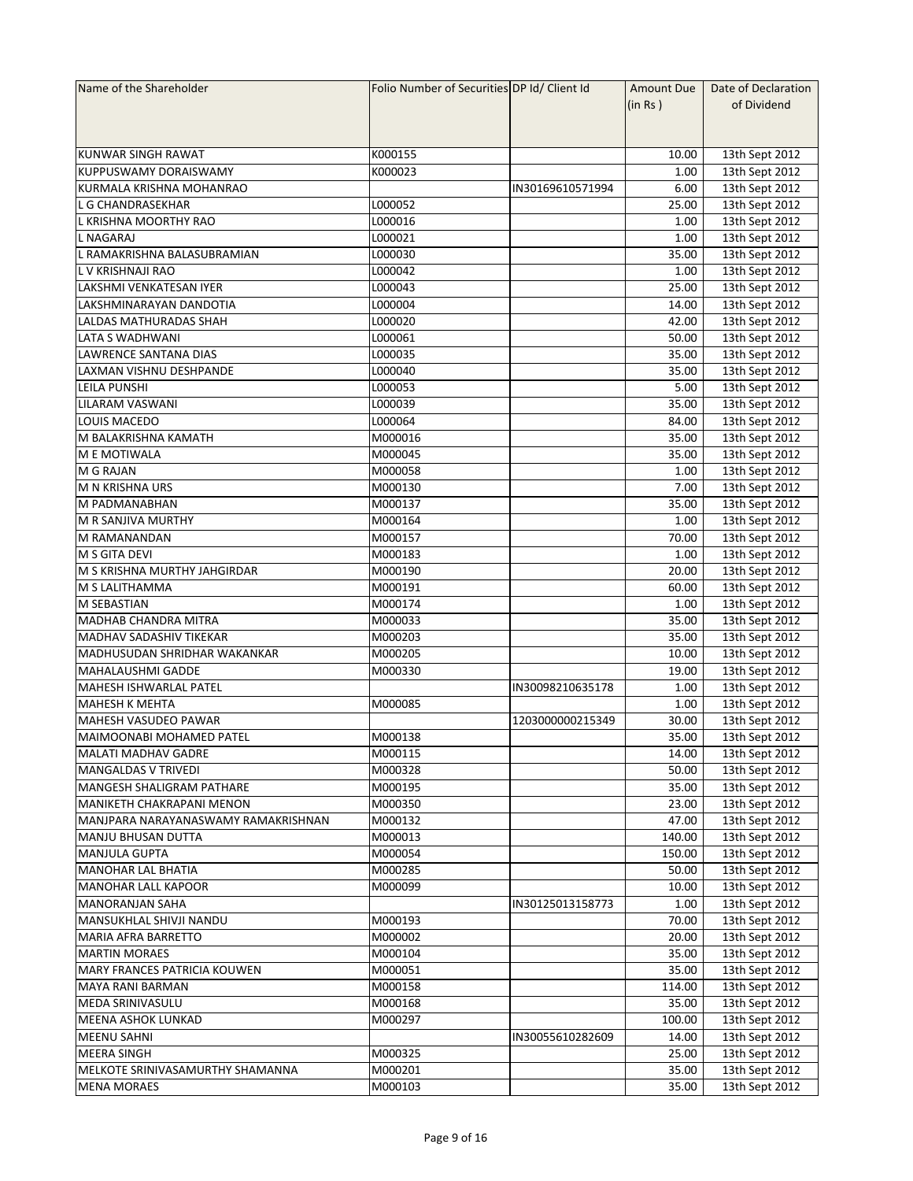| Name of the Shareholder | Folio Number of Securities | DP Id/ Client Id | Amount Due (in Rs ) | Date of Declaration of Dividend |
|---|---|---|---|---|
| KUNWAR SINGH RAWAT | K000155 | | 10.00 | 13th Sept 2012 |
| KUPPUSWAMY DORAISWAMY | K000023 | | 1.00 | 13th Sept 2012 |
| KURMALA KRISHNA MOHANRAO | | IN30169610571994 | 6.00 | 13th Sept 2012 |
| L G CHANDRASEKHAR | L000052 | | 25.00 | 13th Sept 2012 |
| L KRISHNA MOORTHY RAO | L000016 | | 1.00 | 13th Sept 2012 |
| L NAGARAJ | L000021 | | 1.00 | 13th Sept 2012 |
| L RAMAKRISHNA BALASUBRAMIAN | L000030 | | 35.00 | 13th Sept 2012 |
| L V KRISHNAJI RAO | L000042 | | 1.00 | 13th Sept 2012 |
| LAKSHMI VENKATESAN IYER | L000043 | | 25.00 | 13th Sept 2012 |
| LAKSHMINARAYAN DANDOTIA | L000004 | | 14.00 | 13th Sept 2012 |
| LALDAS MATHURADAS SHAH | L000020 | | 42.00 | 13th Sept 2012 |
| LATA S WADHWANI | L000061 | | 50.00 | 13th Sept 2012 |
| LAWRENCE SANTANA DIAS | L000035 | | 35.00 | 13th Sept 2012 |
| LAXMAN VISHNU DESHPANDE | L000040 | | 35.00 | 13th Sept 2012 |
| LEILA PUNSHI | L000053 | | 5.00 | 13th Sept 2012 |
| LILARAM VASWANI | L000039 | | 35.00 | 13th Sept 2012 |
| LOUIS MACEDO | L000064 | | 84.00 | 13th Sept 2012 |
| M BALAKRISHNA KAMATH | M000016 | | 35.00 | 13th Sept 2012 |
| M E MOTIWALA | M000045 | | 35.00 | 13th Sept 2012 |
| M G RAJAN | M000058 | | 1.00 | 13th Sept 2012 |
| M N KRISHNA URS | M000130 | | 7.00 | 13th Sept 2012 |
| M PADMANABHAN | M000137 | | 35.00 | 13th Sept 2012 |
| M R SANJIVA MURTHY | M000164 | | 1.00 | 13th Sept 2012 |
| M RAMANANDAN | M000157 | | 70.00 | 13th Sept 2012 |
| M S GITA DEVI | M000183 | | 1.00 | 13th Sept 2012 |
| M S KRISHNA MURTHY JAHGIRDAR | M000190 | | 20.00 | 13th Sept 2012 |
| M S LALITHAMMA | M000191 | | 60.00 | 13th Sept 2012 |
| M SEBASTIAN | M000174 | | 1.00 | 13th Sept 2012 |
| MADHAB CHANDRA MITRA | M000033 | | 35.00 | 13th Sept 2012 |
| MADHAV SADASHIV TIKEKAR | M000203 | | 35.00 | 13th Sept 2012 |
| MADHUSUDAN SHRIDHAR WAKANKAR | M000205 | | 10.00 | 13th Sept 2012 |
| MAHALAUSHMI GADDE | M000330 | | 19.00 | 13th Sept 2012 |
| MAHESH ISHWARLAL PATEL | | IN30098210635178 | 1.00 | 13th Sept 2012 |
| MAHESH K MEHTA | M000085 | | 1.00 | 13th Sept 2012 |
| MAHESH VASUDEO PAWAR | | 1203000000215349 | 30.00 | 13th Sept 2012 |
| MAIMOONABI MOHAMED PATEL | M000138 | | 35.00 | 13th Sept 2012 |
| MALATI MADHAV GADRE | M000115 | | 14.00 | 13th Sept 2012 |
| MANGALDAS V TRIVEDI | M000328 | | 50.00 | 13th Sept 2012 |
| MANGESH SHALIGRAM PATHARE | M000195 | | 35.00 | 13th Sept 2012 |
| MANIKETH CHAKRAPANI MENON | M000350 | | 23.00 | 13th Sept 2012 |
| MANJPARA NARAYANASWAMY RAMAKRISHNAN | M000132 | | 47.00 | 13th Sept 2012 |
| MANJU BHUSAN DUTTA | M000013 | | 140.00 | 13th Sept 2012 |
| MANJULA GUPTA | M000054 | | 150.00 | 13th Sept 2012 |
| MANOHAR LAL BHATIA | M000285 | | 50.00 | 13th Sept 2012 |
| MANOHAR LALL KAPOOR | M000099 | | 10.00 | 13th Sept 2012 |
| MANORANJAN SAHA | | IN30125013158773 | 1.00 | 13th Sept 2012 |
| MANSUKHLAL SHIVJI NANDU | M000193 | | 70.00 | 13th Sept 2012 |
| MARIA AFRA BARRETTO | M000002 | | 20.00 | 13th Sept 2012 |
| MARTIN MORAES | M000104 | | 35.00 | 13th Sept 2012 |
| MARY FRANCES PATRICIA KOUWEN | M000051 | | 35.00 | 13th Sept 2012 |
| MAYA RANI BARMAN | M000158 | | 114.00 | 13th Sept 2012 |
| MEDA SRINIVASULU | M000168 | | 35.00 | 13th Sept 2012 |
| MEENA ASHOK LUNKAD | M000297 | | 100.00 | 13th Sept 2012 |
| MEENU SAHNI | | IN30055610282609 | 14.00 | 13th Sept 2012 |
| MEERA SINGH | M000325 | | 25.00 | 13th Sept 2012 |
| MELKOTE SRINIVASAMURTHY SHAMANNA | M000201 | | 35.00 | 13th Sept 2012 |
| MENA MORAES | M000103 | | 35.00 | 13th Sept 2012 |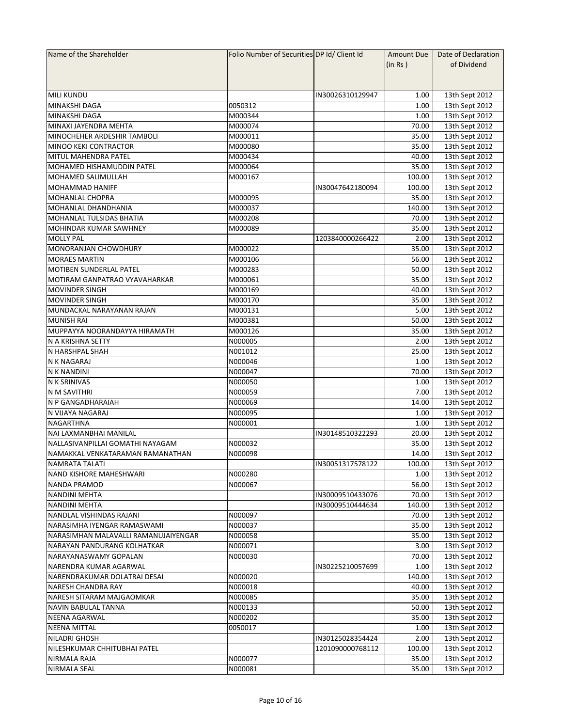| Name of the Shareholder | Folio Number of Securities | DP Id/ Client Id | Amount Due (in Rs ) | Date of Declaration of Dividend |
|---|---|---|---|---|
| MILI KUNDU | | IN30026310129947 | 1.00 | 13th Sept 2012 |
| MINAKSHI DAGA | 0050312 | | 1.00 | 13th Sept 2012 |
| MINAKSHI DAGA | M000344 | | 1.00 | 13th Sept 2012 |
| MINAXI JAYENDRA MEHTA | M000074 | | 70.00 | 13th Sept 2012 |
| MINOCHEHER ARDESHIR TAMBOLI | M000011 | | 35.00 | 13th Sept 2012 |
| MINOO KEKI CONTRACTOR | M000080 | | 35.00 | 13th Sept 2012 |
| MITUL MAHENDRA PATEL | M000434 | | 40.00 | 13th Sept 2012 |
| MOHAMED HISHAMUDDIN PATEL | M000064 | | 35.00 | 13th Sept 2012 |
| MOHAMED SALIMULLAH | M000167 | | 100.00 | 13th Sept 2012 |
| MOHAMMAD HANIFF | | IN30047642180094 | 100.00 | 13th Sept 2012 |
| MOHANLAL CHOPRA | M000095 | | 35.00 | 13th Sept 2012 |
| MOHANLAL DHANDHANIA | M000037 | | 140.00 | 13th Sept 2012 |
| MOHANLAL TULSIDAS BHATIA | M000208 | | 70.00 | 13th Sept 2012 |
| MOHINDAR KUMAR SAWHNEY | M000089 | | 35.00 | 13th Sept 2012 |
| MOLLY PAL | | 1203840000266422 | 2.00 | 13th Sept 2012 |
| MONORANJAN CHOWDHURY | M000022 | | 35.00 | 13th Sept 2012 |
| MORAES MARTIN | M000106 | | 56.00 | 13th Sept 2012 |
| MOTIBEN SUNDERLAL PATEL | M000283 | | 50.00 | 13th Sept 2012 |
| MOTIRAM GANPATRAO VYAVAHARKAR | M000061 | | 35.00 | 13th Sept 2012 |
| MOVINDER SINGH | M000169 | | 40.00 | 13th Sept 2012 |
| MOVINDER SINGH | M000170 | | 35.00 | 13th Sept 2012 |
| MUNDACKAL NARAYANAN RAJAN | M000131 | | 5.00 | 13th Sept 2012 |
| MUNISH RAI | M000381 | | 50.00 | 13th Sept 2012 |
| MUPPAYYA NOORANDAYYA HIRAMATH | M000126 | | 35.00 | 13th Sept 2012 |
| N A KRISHNA SETTY | N000005 | | 2.00 | 13th Sept 2012 |
| N HARSHPAL SHAH | N001012 | | 25.00 | 13th Sept 2012 |
| N K NAGARAJ | N000046 | | 1.00 | 13th Sept 2012 |
| N K NANDINI | N000047 | | 70.00 | 13th Sept 2012 |
| N K SRINIVAS | N000050 | | 1.00 | 13th Sept 2012 |
| N M SAVITHRI | N000059 | | 7.00 | 13th Sept 2012 |
| N P GANGADHARAIAH | N000069 | | 14.00 | 13th Sept 2012 |
| N VIJAYA NAGARAJ | N000095 | | 1.00 | 13th Sept 2012 |
| NAGARTHNA | N000001 | | 1.00 | 13th Sept 2012 |
| NAI LAXMANBHAI MANILAL | | IN30148510322293 | 20.00 | 13th Sept 2012 |
| NALLASIVANPILLAI GOMATHI NAYAGAM | N000032 | | 35.00 | 13th Sept 2012 |
| NAMAKKAL VENKATARAMAN RAMANATHAN | N000098 | | 14.00 | 13th Sept 2012 |
| NAMRATA TALATI | | IN30051317578122 | 100.00 | 13th Sept 2012 |
| NAND KISHORE MAHESHWARI | N000280 | | 1.00 | 13th Sept 2012 |
| NANDA PRAMOD | N000067 | | 56.00 | 13th Sept 2012 |
| NANDINI MEHTA | | IN30009510433076 | 70.00 | 13th Sept 2012 |
| NANDINI MEHTA | | IN30009510444634 | 140.00 | 13th Sept 2012 |
| NANDLAL VISHINDAS RAJANI | N000097 | | 70.00 | 13th Sept 2012 |
| NARASIMHA IYENGAR RAMASWAMI | N000037 | | 35.00 | 13th Sept 2012 |
| NARASIMHAN MALAVALLI RAMANUJAIYENGAR | N000058 | | 35.00 | 13th Sept 2012 |
| NARAYAN PANDURANG KOLHATKAR | N000071 | | 3.00 | 13th Sept 2012 |
| NARAYANASWAMY GOPALAN | N000030 | | 70.00 | 13th Sept 2012 |
| NARENDRA KUMAR AGARWAL | | IN30225210057699 | 1.00 | 13th Sept 2012 |
| NARENDRAKUMAR DOLATRAI DESAI | N000020 | | 140.00 | 13th Sept 2012 |
| NARESH CHANDRA RAY | N000018 | | 40.00 | 13th Sept 2012 |
| NARESH SITARAM MAJGAOMKAR | N000085 | | 35.00 | 13th Sept 2012 |
| NAVIN BABULAL TANNA | N000133 | | 50.00 | 13th Sept 2012 |
| NEENA AGARWAL | N000202 | | 35.00 | 13th Sept 2012 |
| NEENA MITTAL | 0050017 | | 1.00 | 13th Sept 2012 |
| NILADRI GHOSH | | IN30125028354424 | 2.00 | 13th Sept 2012 |
| NILESHKUMAR CHHITUBHAI PATEL | | 1201090000768112 | 100.00 | 13th Sept 2012 |
| NIRMALA RAJA | N000077 | | 35.00 | 13th Sept 2012 |
| NIRMALA SEAL | N000081 | | 35.00 | 13th Sept 2012 |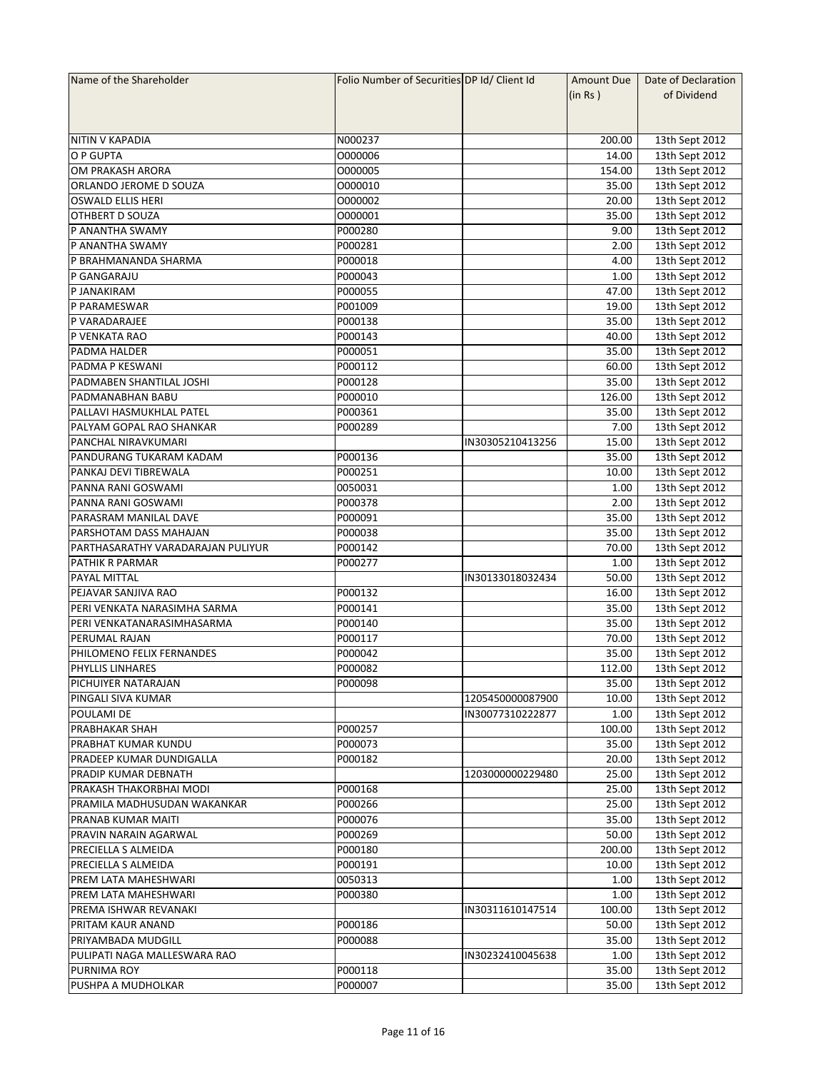| Name of the Shareholder | Folio Number of Securities | DP Id/ Client Id | Amount Due (in Rs ) | Date of Declaration of Dividend |
|---|---|---|---|---|
| NITIN V KAPADIA | N000237 | | 200.00 | 13th Sept 2012 |
| O P GUPTA | O000006 | | 14.00 | 13th Sept 2012 |
| OM PRAKASH ARORA | O000005 | | 154.00 | 13th Sept 2012 |
| ORLANDO JEROME D SOUZA | O000010 | | 35.00 | 13th Sept 2012 |
| OSWALD ELLIS HERI | O000002 | | 20.00 | 13th Sept 2012 |
| OTHBERT D SOUZA | O000001 | | 35.00 | 13th Sept 2012 |
| P ANANTHA SWAMY | P000280 | | 9.00 | 13th Sept 2012 |
| P ANANTHA SWAMY | P000281 | | 2.00 | 13th Sept 2012 |
| P BRAHMANANDA SHARMA | P000018 | | 4.00 | 13th Sept 2012 |
| P GANGARAJU | P000043 | | 1.00 | 13th Sept 2012 |
| P JANAKIRAM | P000055 | | 47.00 | 13th Sept 2012 |
| P PARAMESWAR | P001009 | | 19.00 | 13th Sept 2012 |
| P VARADARAJEE | P000138 | | 35.00 | 13th Sept 2012 |
| P VENKATA RAO | P000143 | | 40.00 | 13th Sept 2012 |
| PADMA HALDER | P000051 | | 35.00 | 13th Sept 2012 |
| PADMA P KESWANI | P000112 | | 60.00 | 13th Sept 2012 |
| PADMABEN SHANTILAL JOSHI | P000128 | | 35.00 | 13th Sept 2012 |
| PADMANABHAN BABU | P000010 | | 126.00 | 13th Sept 2012 |
| PALLAVI HASMUKHLAL PATEL | P000361 | | 35.00 | 13th Sept 2012 |
| PALYAM GOPAL RAO SHANKAR | P000289 | | 7.00 | 13th Sept 2012 |
| PANCHAL NIRAVKUMARI | | IN30305210413256 | 15.00 | 13th Sept 2012 |
| PANDURANG TUKARAM KADAM | P000136 | | 35.00 | 13th Sept 2012 |
| PANKAJ DEVI TIBREWALA | P000251 | | 10.00 | 13th Sept 2012 |
| PANNA RANI GOSWAMI | 0050031 | | 1.00 | 13th Sept 2012 |
| PANNA RANI GOSWAMI | P000378 | | 2.00 | 13th Sept 2012 |
| PARASRAM MANILAL DAVE | P000091 | | 35.00 | 13th Sept 2012 |
| PARSHOTAM DASS MAHAJAN | P000038 | | 35.00 | 13th Sept 2012 |
| PARTHASARATHY VARADARAJAN PULIYUR | P000142 | | 70.00 | 13th Sept 2012 |
| PATHIK R PARMAR | P000277 | | 1.00 | 13th Sept 2012 |
| PAYAL MITTAL | | IN30133018032434 | 50.00 | 13th Sept 2012 |
| PEJAVAR SANJIVA RAO | P000132 | | 16.00 | 13th Sept 2012 |
| PERI VENKATA NARASIMHA SARMA | P000141 | | 35.00 | 13th Sept 2012 |
| PERI VENKATANARASIMHASARMA | P000140 | | 35.00 | 13th Sept 2012 |
| PERUMAL RAJAN | P000117 | | 70.00 | 13th Sept 2012 |
| PHILOMENO FELIX FERNANDES | P000042 | | 35.00 | 13th Sept 2012 |
| PHYLLIS LINHARES | P000082 | | 112.00 | 13th Sept 2012 |
| PICHUIYER NATARAJAN | P000098 | | 35.00 | 13th Sept 2012 |
| PINGALI SIVA KUMAR | | 1205450000087900 | 10.00 | 13th Sept 2012 |
| POULAMI DE | | IN30077310222877 | 1.00 | 13th Sept 2012 |
| PRABHAKAR SHAH | P000257 | | 100.00 | 13th Sept 2012 |
| PRABHAT KUMAR KUNDU | P000073 | | 35.00 | 13th Sept 2012 |
| PRADEEP KUMAR DUNDIGALLA | P000182 | | 20.00 | 13th Sept 2012 |
| PRADIP KUMAR DEBNATH | | 1203000000229480 | 25.00 | 13th Sept 2012 |
| PRAKASH THAKORBHAI MODI | P000168 | | 25.00 | 13th Sept 2012 |
| PRAMILA MADHUSUDAN WAKANKAR | P000266 | | 25.00 | 13th Sept 2012 |
| PRANAB KUMAR MAITI | P000076 | | 35.00 | 13th Sept 2012 |
| PRAVIN NARAIN AGARWAL | P000269 | | 50.00 | 13th Sept 2012 |
| PRECIELLA S ALMEIDA | P000180 | | 200.00 | 13th Sept 2012 |
| PRECIELLA S ALMEIDA | P000191 | | 10.00 | 13th Sept 2012 |
| PREM LATA MAHESHWARI | 0050313 | | 1.00 | 13th Sept 2012 |
| PREM LATA MAHESHWARI | P000380 | | 1.00 | 13th Sept 2012 |
| PREMA ISHWAR REVANAKI | | IN30311610147514 | 100.00 | 13th Sept 2012 |
| PRITAM KAUR ANAND | P000186 | | 50.00 | 13th Sept 2012 |
| PRIYAMBADA MUDGILL | P000088 | | 35.00 | 13th Sept 2012 |
| PULIPATI NAGA MALLESWARA RAO | | IN30232410045638 | 1.00 | 13th Sept 2012 |
| PURNIMA ROY | P000118 | | 35.00 | 13th Sept 2012 |
| PUSHPA A MUDHOLKAR | P000007 | | 35.00 | 13th Sept 2012 |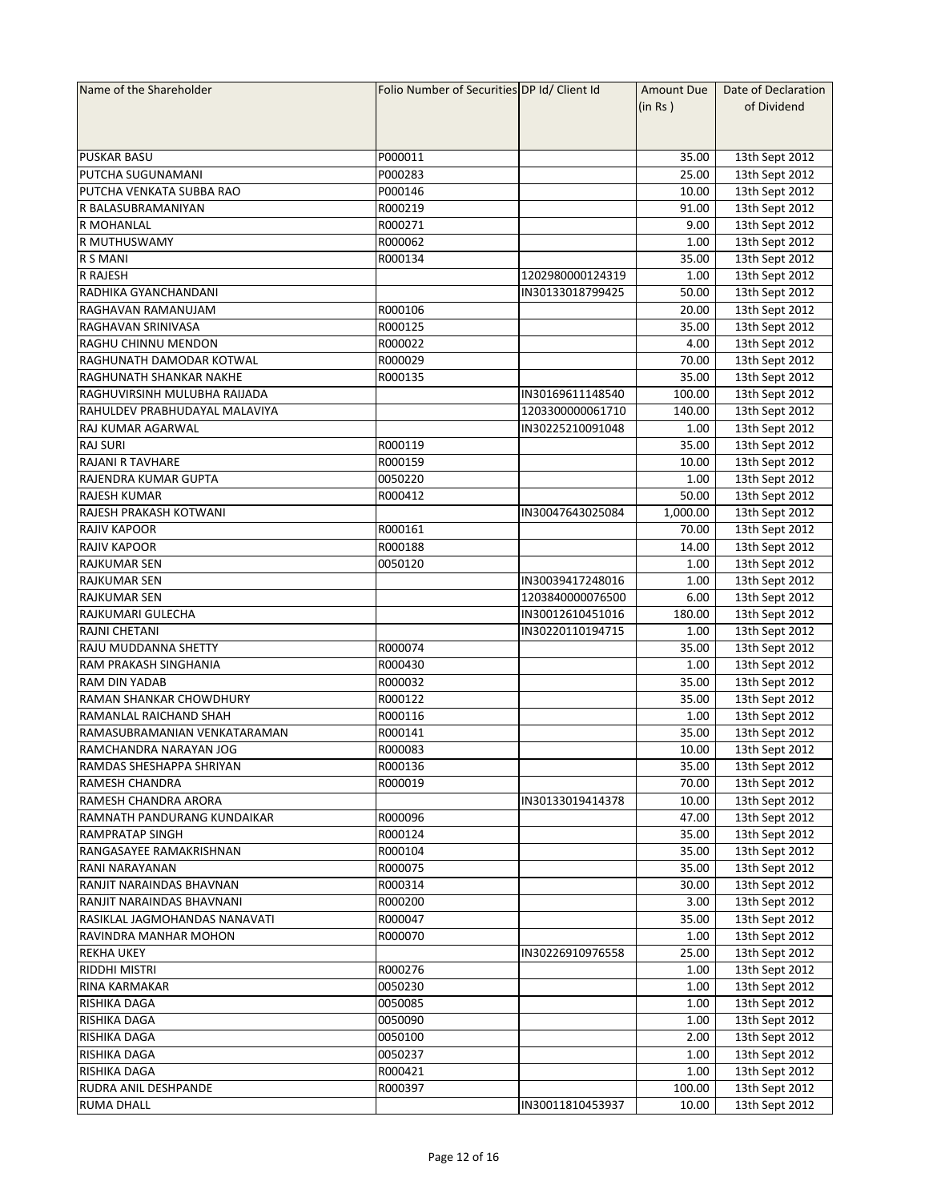| Name of the Shareholder | Folio Number of Securities | DP Id/ Client Id | Amount Due (in Rs ) | Date of Declaration of Dividend |
|---|---|---|---|---|
| PUSKAR BASU | P000011 | | 35.00 | 13th Sept 2012 |
| PUTCHA SUGUNAMANI | P000283 | | 25.00 | 13th Sept 2012 |
| PUTCHA VENKATA SUBBA RAO | P000146 | | 10.00 | 13th Sept 2012 |
| R BALASUBRAMANIYAN | R000219 | | 91.00 | 13th Sept 2012 |
| R MOHANLAL | R000271 | | 9.00 | 13th Sept 2012 |
| R MUTHUSWAMY | R000062 | | 1.00 | 13th Sept 2012 |
| R S MANI | R000134 | | 35.00 | 13th Sept 2012 |
| R RAJESH | | 1202980000124319 | 1.00 | 13th Sept 2012 |
| RADHIKA GYANCHANDANI | | IN30133018799425 | 50.00 | 13th Sept 2012 |
| RAGHAVAN RAMANUJAM | R000106 | | 20.00 | 13th Sept 2012 |
| RAGHAVAN SRINIVASA | R000125 | | 35.00 | 13th Sept 2012 |
| RAGHU CHINNU MENDON | R000022 | | 4.00 | 13th Sept 2012 |
| RAGHUNATH DAMODAR KOTWAL | R000029 | | 70.00 | 13th Sept 2012 |
| RAGHUNATH SHANKAR NAKHE | R000135 | | 35.00 | 13th Sept 2012 |
| RAGHUVIRSINH MULUBHA RAIJADA | | IN30169611148540 | 100.00 | 13th Sept 2012 |
| RAHULDEV PRABHUDAYAL MALAVIYA | | 1203300000061710 | 140.00 | 13th Sept 2012 |
| RAJ KUMAR AGARWAL | | IN30225210091048 | 1.00 | 13th Sept 2012 |
| RAJ SURI | R000119 | | 35.00 | 13th Sept 2012 |
| RAJANI R TAVHARE | R000159 | | 10.00 | 13th Sept 2012 |
| RAJENDRA KUMAR GUPTA | 0050220 | | 1.00 | 13th Sept 2012 |
| RAJESH KUMAR | R000412 | | 50.00 | 13th Sept 2012 |
| RAJESH PRAKASH KOTWANI | | IN30047643025084 | 1,000.00 | 13th Sept 2012 |
| RAJIV KAPOOR | R000161 | | 70.00 | 13th Sept 2012 |
| RAJIV KAPOOR | R000188 | | 14.00 | 13th Sept 2012 |
| RAJKUMAR SEN | 0050120 | | 1.00 | 13th Sept 2012 |
| RAJKUMAR SEN | | IN30039417248016 | 1.00 | 13th Sept 2012 |
| RAJKUMAR SEN | | 1203840000076500 | 6.00 | 13th Sept 2012 |
| RAJKUMARI GULECHA | | IN30012610451016 | 180.00 | 13th Sept 2012 |
| RAJNI CHETANI | | IN30220110194715 | 1.00 | 13th Sept 2012 |
| RAJU MUDDANNA SHETTY | R000074 | | 35.00 | 13th Sept 2012 |
| RAM PRAKASH SINGHANIA | R000430 | | 1.00 | 13th Sept 2012 |
| RAM DIN YADAB | R000032 | | 35.00 | 13th Sept 2012 |
| RAMAN SHANKAR CHOWDHURY | R000122 | | 35.00 | 13th Sept 2012 |
| RAMANLAL RAICHAND SHAH | R000116 | | 1.00 | 13th Sept 2012 |
| RAMASUBRAMANIAN VENKATARAMAN | R000141 | | 35.00 | 13th Sept 2012 |
| RAMCHANDRA NARAYAN JOG | R000083 | | 10.00 | 13th Sept 2012 |
| RAMDAS SHESHAPPA SHRIYAN | R000136 | | 35.00 | 13th Sept 2012 |
| RAMESH CHANDRA | R000019 | | 70.00 | 13th Sept 2012 |
| RAMESH CHANDRA ARORA | | IN30133019414378 | 10.00 | 13th Sept 2012 |
| RAMNATH PANDURANG KUNDAIKAR | R000096 | | 47.00 | 13th Sept 2012 |
| RAMPRATAP SINGH | R000124 | | 35.00 | 13th Sept 2012 |
| RANGASAYEE RAMAKRISHNAN | R000104 | | 35.00 | 13th Sept 2012 |
| RANI NARAYANAN | R000075 | | 35.00 | 13th Sept 2012 |
| RANJIT NARAINDAS BHAVNAN | R000314 | | 30.00 | 13th Sept 2012 |
| RANJIT NARAINDAS BHAVNANI | R000200 | | 3.00 | 13th Sept 2012 |
| RASIKLAL JAGMOHANDAS NANAVATI | R000047 | | 35.00 | 13th Sept 2012 |
| RAVINDRA MANHAR MOHON | R000070 | | 1.00 | 13th Sept 2012 |
| REKHA UKEY | | IN30226910976558 | 25.00 | 13th Sept 2012 |
| RIDDHI MISTRI | R000276 | | 1.00 | 13th Sept 2012 |
| RINA KARMAKAR | 0050230 | | 1.00 | 13th Sept 2012 |
| RISHIKA DAGA | 0050085 | | 1.00 | 13th Sept 2012 |
| RISHIKA DAGA | 0050090 | | 1.00 | 13th Sept 2012 |
| RISHIKA DAGA | 0050100 | | 2.00 | 13th Sept 2012 |
| RISHIKA DAGA | 0050237 | | 1.00 | 13th Sept 2012 |
| RISHIKA DAGA | R000421 | | 1.00 | 13th Sept 2012 |
| RUDRA ANIL DESHPANDE | R000397 | | 100.00 | 13th Sept 2012 |
| RUMA DHALL | | IN30011810453937 | 10.00 | 13th Sept 2012 |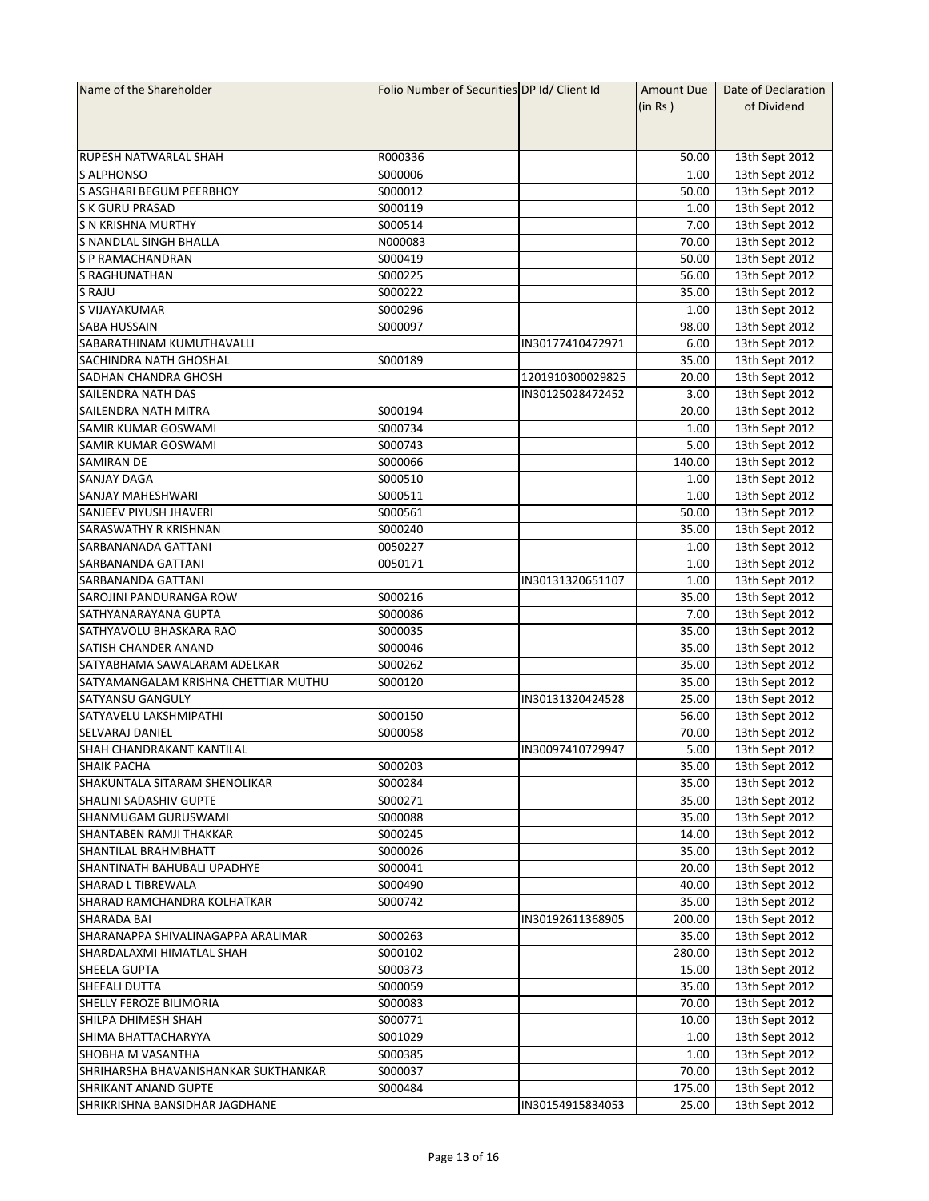| Name of the Shareholder | Folio Number of Securities | DP Id/ Client Id | Amount Due (in Rs ) | Date of Declaration of Dividend |
|---|---|---|---|---|
| RUPESH NATWARLAL SHAH | R000336 | | 50.00 | 13th Sept 2012 |
| S ALPHONSO | S000006 | | 1.00 | 13th Sept 2012 |
| S ASGHARI BEGUM PEERBHOY | S000012 | | 50.00 | 13th Sept 2012 |
| S K GURU PRASAD | S000119 | | 1.00 | 13th Sept 2012 |
| S N KRISHNA MURTHY | S000514 | | 7.00 | 13th Sept 2012 |
| S NANDLAL SINGH BHALLA | N000083 | | 70.00 | 13th Sept 2012 |
| S P RAMACHANDRAN | S000419 | | 50.00 | 13th Sept 2012 |
| S RAGHUNATHAN | S000225 | | 56.00 | 13th Sept 2012 |
| S RAJU | S000222 | | 35.00 | 13th Sept 2012 |
| S VIJAYAKUMAR | S000296 | | 1.00 | 13th Sept 2012 |
| SABA HUSSAIN | S000097 | | 98.00 | 13th Sept 2012 |
| SABARATHINAM KUMUTHAVALLI | | IN30177410472971 | 6.00 | 13th Sept 2012 |
| SACHINDRA NATH GHOSHAL | S000189 | | 35.00 | 13th Sept 2012 |
| SADHAN CHANDRA GHOSH | | 1201910300029825 | 20.00 | 13th Sept 2012 |
| SAILENDRA NATH DAS | | IN30125028472452 | 3.00 | 13th Sept 2012 |
| SAILENDRA NATH MITRA | S000194 | | 20.00 | 13th Sept 2012 |
| SAMIR KUMAR GOSWAMI | S000734 | | 1.00 | 13th Sept 2012 |
| SAMIR KUMAR GOSWAMI | S000743 | | 5.00 | 13th Sept 2012 |
| SAMIRAN DE | S000066 | | 140.00 | 13th Sept 2012 |
| SANJAY DAGA | S000510 | | 1.00 | 13th Sept 2012 |
| SANJAY MAHESHWARI | S000511 | | 1.00 | 13th Sept 2012 |
| SANJEEV PIYUSH JHAVERI | S000561 | | 50.00 | 13th Sept 2012 |
| SARASWATHY R KRISHNAN | S000240 | | 35.00 | 13th Sept 2012 |
| SARBANANADA GATTANI | 0050227 | | 1.00 | 13th Sept 2012 |
| SARBANANDA GATTANI | 0050171 | | 1.00 | 13th Sept 2012 |
| SARBANANDA GATTANI | | IN30131320651107 | 1.00 | 13th Sept 2012 |
| SAROJINI PANDURANGA ROW | S000216 | | 35.00 | 13th Sept 2012 |
| SATHYANARAYANA GUPTA | S000086 | | 7.00 | 13th Sept 2012 |
| SATHYAVOLU BHASKARA RAO | S000035 | | 35.00 | 13th Sept 2012 |
| SATISH CHANDER ANAND | S000046 | | 35.00 | 13th Sept 2012 |
| SATYABHAMA SAWALARAM ADELKAR | S000262 | | 35.00 | 13th Sept 2012 |
| SATYAMANGALAM KRISHNA CHETTIAR MUTHU | S000120 | | 35.00 | 13th Sept 2012 |
| SATYANSU GANGULY | | IN30131320424528 | 25.00 | 13th Sept 2012 |
| SATYAVELU LAKSHMIPATHI | S000150 | | 56.00 | 13th Sept 2012 |
| SELVARAJ DANIEL | S000058 | | 70.00 | 13th Sept 2012 |
| SHAH CHANDRAKANT KANTILAL | | IN30097410729947 | 5.00 | 13th Sept 2012 |
| SHAIK PACHA | S000203 | | 35.00 | 13th Sept 2012 |
| SHAKUNTALA SITARAM SHENOLIKAR | S000284 | | 35.00 | 13th Sept 2012 |
| SHALINI SADASHIV GUPTE | S000271 | | 35.00 | 13th Sept 2012 |
| SHANMUGAM GURUSWAMI | S000088 | | 35.00 | 13th Sept 2012 |
| SHANTABEN RAMJI THAKKAR | S000245 | | 14.00 | 13th Sept 2012 |
| SHANTILAL BRAHMBHATT | S000026 | | 35.00 | 13th Sept 2012 |
| SHANTINATH BAHUBALI UPADHYE | S000041 | | 20.00 | 13th Sept 2012 |
| SHARAD L TIBREWALA | S000490 | | 40.00 | 13th Sept 2012 |
| SHARAD RAMCHANDRA KOLHATKAR | S000742 | | 35.00 | 13th Sept 2012 |
| SHARADA BAI | | IN30192611368905 | 200.00 | 13th Sept 2012 |
| SHARANAPPA SHIVALINAGAPPA ARALIMAR | S000263 | | 35.00 | 13th Sept 2012 |
| SHARDALAXMI HIMATLAL SHAH | S000102 | | 280.00 | 13th Sept 2012 |
| SHEELA GUPTA | S000373 | | 15.00 | 13th Sept 2012 |
| SHEFALI DUTTA | S000059 | | 35.00 | 13th Sept 2012 |
| SHELLY FEROZE BILIMORIA | S000083 | | 70.00 | 13th Sept 2012 |
| SHILPA DHIMESH SHAH | S000771 | | 10.00 | 13th Sept 2012 |
| SHIMA BHATTACHARYYA | S001029 | | 1.00 | 13th Sept 2012 |
| SHOBHA M VASANTHA | S000385 | | 1.00 | 13th Sept 2012 |
| SHRIHARSHA BHAVANISHANKAR SUKTHANKAR | S000037 | | 70.00 | 13th Sept 2012 |
| SHRIKANT ANAND GUPTE | S000484 | | 175.00 | 13th Sept 2012 |
| SHRIKRISHNA BANSIDHAR JAGDHANE | | IN30154915834053 | 25.00 | 13th Sept 2012 |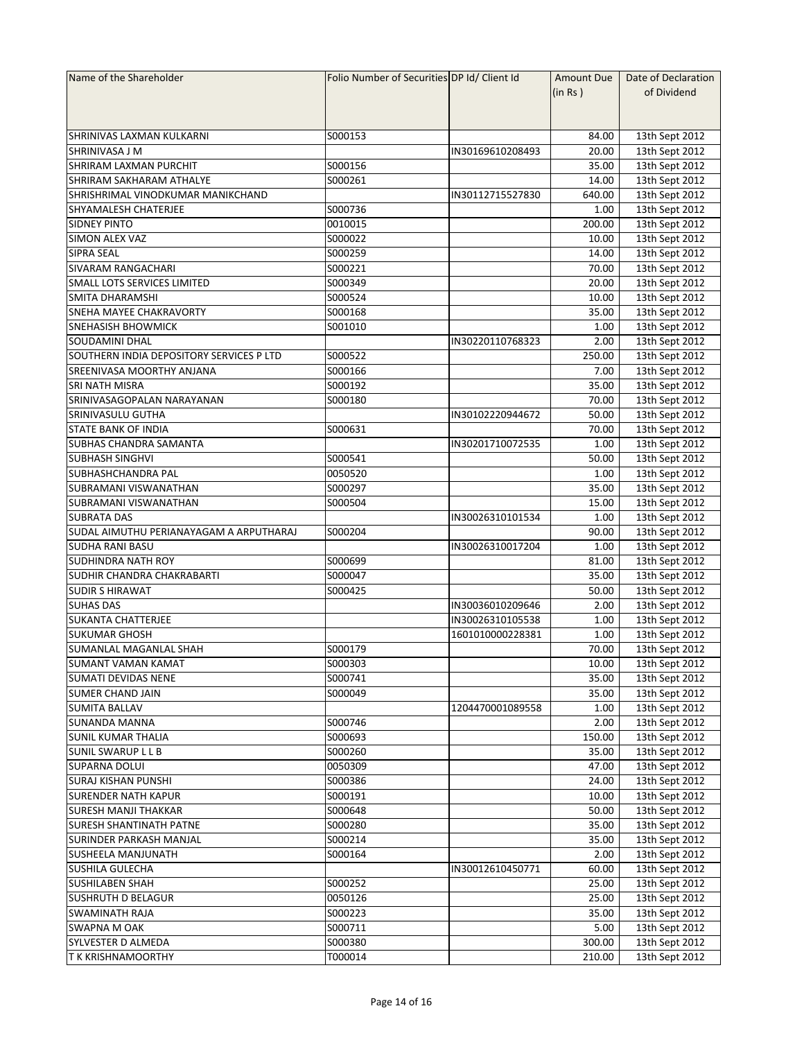| Name of the Shareholder | Folio Number of Securities | DP Id/ Client Id | Amount Due (in Rs ) | Date of Declaration of Dividend |
|---|---|---|---|---|
| SHRINIVAS LAXMAN KULKARNI | S000153 | | 84.00 | 13th Sept 2012 |
| SHRINIVASA J M | | IN30169610208493 | 20.00 | 13th Sept 2012 |
| SHRIRAM LAXMAN PURCHIT | S000156 | | 35.00 | 13th Sept 2012 |
| SHRIRAM SAKHARAM ATHALYE | S000261 | | 14.00 | 13th Sept 2012 |
| SHRISHRIMAL VINODKUMAR MANIKCHAND | | IN30112715527830 | 640.00 | 13th Sept 2012 |
| SHYAMALESH CHATERJEE | S000736 | | 1.00 | 13th Sept 2012 |
| SIDNEY PINTO | 0010015 | | 200.00 | 13th Sept 2012 |
| SIMON ALEX VAZ | S000022 | | 10.00 | 13th Sept 2012 |
| SIPRA SEAL | S000259 | | 14.00 | 13th Sept 2012 |
| SIVARAM RANGACHARI | S000221 | | 70.00 | 13th Sept 2012 |
| SMALL LOTS SERVICES LIMITED | S000349 | | 20.00 | 13th Sept 2012 |
| SMITA DHARAMSHI | S000524 | | 10.00 | 13th Sept 2012 |
| SNEHA MAYEE CHAKRAVORTY | S000168 | | 35.00 | 13th Sept 2012 |
| SNEHASISH BHOWMICK | S001010 | | 1.00 | 13th Sept 2012 |
| SOUDAMINI DHAL | | IN30220110768323 | 2.00 | 13th Sept 2012 |
| SOUTHERN INDIA DEPOSITORY SERVICES P LTD | S000522 | | 250.00 | 13th Sept 2012 |
| SREENIVASA MOORTHY ANJANA | S000166 | | 7.00 | 13th Sept 2012 |
| SRI NATH MISRA | S000192 | | 35.00 | 13th Sept 2012 |
| SRINIVASAGOPALAN NARAYANAN | S000180 | | 70.00 | 13th Sept 2012 |
| SRINIVASULU GUTHA | | IN30102220944672 | 50.00 | 13th Sept 2012 |
| STATE BANK OF INDIA | S000631 | | 70.00 | 13th Sept 2012 |
| SUBHAS CHANDRA SAMANTA | | IN30201710072535 | 1.00 | 13th Sept 2012 |
| SUBHASH SINGHVI | S000541 | | 50.00 | 13th Sept 2012 |
| SUBHASHCHANDRA PAL | 0050520 | | 1.00 | 13th Sept 2012 |
| SUBRAMANI VISWANATHAN | S000297 | | 35.00 | 13th Sept 2012 |
| SUBRAMANI VISWANATHAN | S000504 | | 15.00 | 13th Sept 2012 |
| SUBRATA DAS | | IN30026310101534 | 1.00 | 13th Sept 2012 |
| SUDAL AIMUTHU PERIANAYAGAM A ARPUTHARAJ | S000204 | | 90.00 | 13th Sept 2012 |
| SUDHA RANI BASU | | IN30026310017204 | 1.00 | 13th Sept 2012 |
| SUDHINDRA NATH ROY | S000699 | | 81.00 | 13th Sept 2012 |
| SUDHIR CHANDRA CHAKRABARTI | S000047 | | 35.00 | 13th Sept 2012 |
| SUDIR S HIRAWAT | S000425 | | 50.00 | 13th Sept 2012 |
| SUHAS DAS | | IN30036010209646 | 2.00 | 13th Sept 2012 |
| SUKANTA CHATTERJEE | | IN30026310105538 | 1.00 | 13th Sept 2012 |
| SUKUMAR GHOSH | | 1601010000228381 | 1.00 | 13th Sept 2012 |
| SUMANLAL MAGANLAL SHAH | S000179 | | 70.00 | 13th Sept 2012 |
| SUMANT VAMAN KAMAT | S000303 | | 10.00 | 13th Sept 2012 |
| SUMATI DEVIDAS NENE | S000741 | | 35.00 | 13th Sept 2012 |
| SUMER CHAND JAIN | S000049 | | 35.00 | 13th Sept 2012 |
| SUMITA BALLAV | | 1204470001089558 | 1.00 | 13th Sept 2012 |
| SUNANDA MANNA | S000746 | | 2.00 | 13th Sept 2012 |
| SUNIL KUMAR THALIA | S000693 | | 150.00 | 13th Sept 2012 |
| SUNIL SWARUP L L B | S000260 | | 35.00 | 13th Sept 2012 |
| SUPARNA DOLUI | 0050309 | | 47.00 | 13th Sept 2012 |
| SURAJ KISHAN PUNSHI | S000386 | | 24.00 | 13th Sept 2012 |
| SURENDER NATH KAPUR | S000191 | | 10.00 | 13th Sept 2012 |
| SURESH MANJI THAKKAR | S000648 | | 50.00 | 13th Sept 2012 |
| SURESH SHANTINATH PATNE | S000280 | | 35.00 | 13th Sept 2012 |
| SURINDER PARKASH MANJAL | S000214 | | 35.00 | 13th Sept 2012 |
| SUSHEELA MANJUNATH | S000164 | | 2.00 | 13th Sept 2012 |
| SUSHILA GULECHA | | IN30012610450771 | 60.00 | 13th Sept 2012 |
| SUSHILABEN SHAH | S000252 | | 25.00 | 13th Sept 2012 |
| SUSHRUTH D BELAGUR | 0050126 | | 25.00 | 13th Sept 2012 |
| SWAMINATH RAJA | S000223 | | 35.00 | 13th Sept 2012 |
| SWAPNA M OAK | S000711 | | 5.00 | 13th Sept 2012 |
| SYLVESTER D ALMEDA | S000380 | | 300.00 | 13th Sept 2012 |
| T K KRISHNAMOORTHY | T000014 | | 210.00 | 13th Sept 2012 |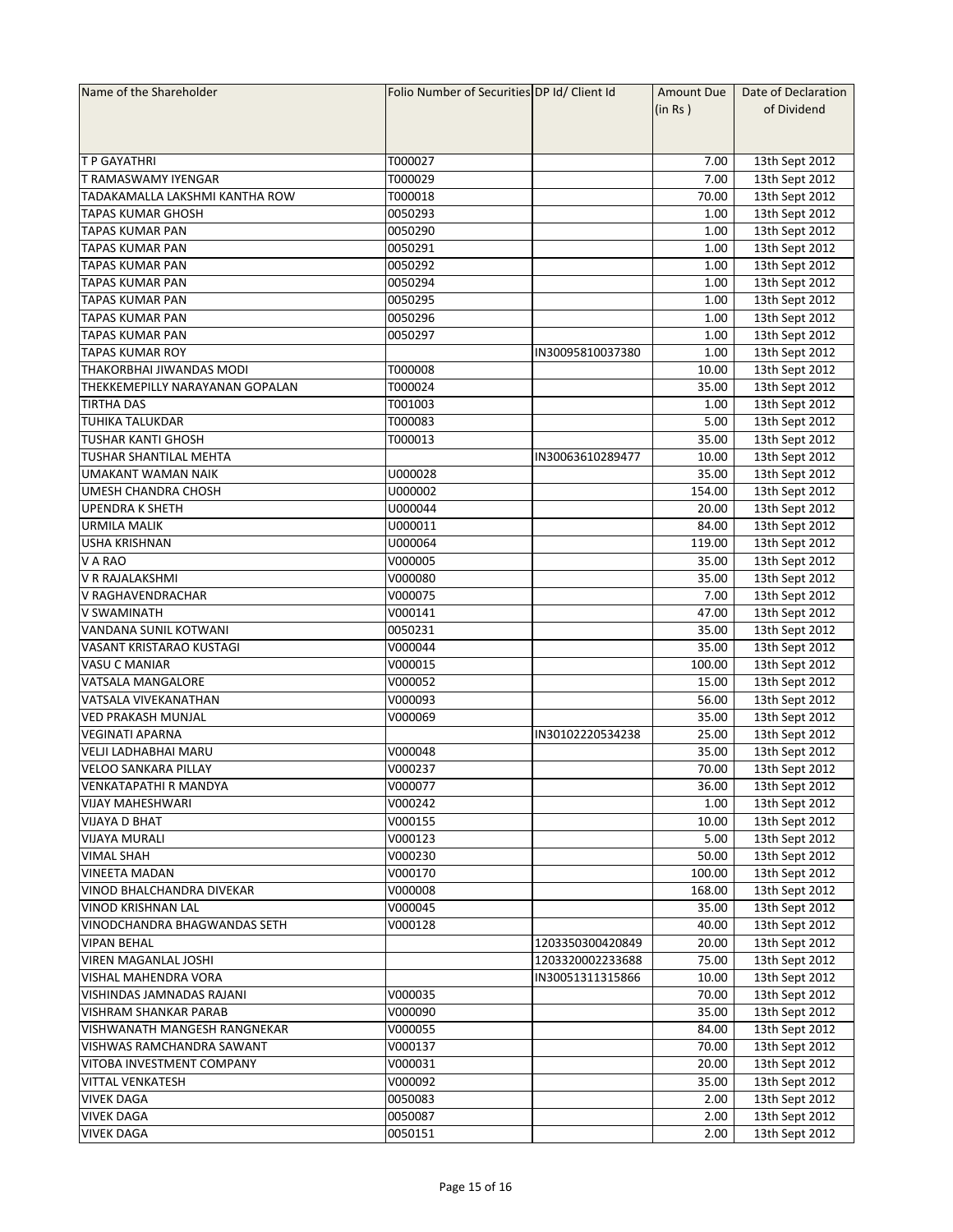| Name of the Shareholder | Folio Number of Securities | DP Id/ Client Id | Amount Due (in Rs ) | Date of Declaration of Dividend |
|---|---|---|---|---|
| T P GAYATHRI | T000027 | | 7.00 | 13th Sept 2012 |
| T RAMASWAMY IYENGAR | T000029 | | 7.00 | 13th Sept 2012 |
| TADAKAMALLA LAKSHMI KANTHA ROW | T000018 | | 70.00 | 13th Sept 2012 |
| TAPAS KUMAR GHOSH | 0050293 | | 1.00 | 13th Sept 2012 |
| TAPAS KUMAR PAN | 0050290 | | 1.00 | 13th Sept 2012 |
| TAPAS KUMAR PAN | 0050291 | | 1.00 | 13th Sept 2012 |
| TAPAS KUMAR PAN | 0050292 | | 1.00 | 13th Sept 2012 |
| TAPAS KUMAR PAN | 0050294 | | 1.00 | 13th Sept 2012 |
| TAPAS KUMAR PAN | 0050295 | | 1.00 | 13th Sept 2012 |
| TAPAS KUMAR PAN | 0050296 | | 1.00 | 13th Sept 2012 |
| TAPAS KUMAR PAN | 0050297 | | 1.00 | 13th Sept 2012 |
| TAPAS KUMAR ROY | | IN30095810037380 | 1.00 | 13th Sept 2012 |
| THAKORBHAI JIWANDAS MODI | T000008 | | 10.00 | 13th Sept 2012 |
| THEKKEMEPILLY NARAYANAN GOPALAN | T000024 | | 35.00 | 13th Sept 2012 |
| TIRTHA DAS | T001003 | | 1.00 | 13th Sept 2012 |
| TUHIKA TALUKDAR | T000083 | | 5.00 | 13th Sept 2012 |
| TUSHAR KANTI GHOSH | T000013 | | 35.00 | 13th Sept 2012 |
| TUSHAR SHANTILAL MEHTA | | IN30063610289477 | 10.00 | 13th Sept 2012 |
| UMAKANT WAMAN NAIK | U000028 | | 35.00 | 13th Sept 2012 |
| UMESH CHANDRA CHOSH | U000002 | | 154.00 | 13th Sept 2012 |
| UPENDRA K SHETH | U000044 | | 20.00 | 13th Sept 2012 |
| URMILA MALIK | U000011 | | 84.00 | 13th Sept 2012 |
| USHA KRISHNAN | U000064 | | 119.00 | 13th Sept 2012 |
| V A RAO | V000005 | | 35.00 | 13th Sept 2012 |
| V R RAJALAKSHMI | V000080 | | 35.00 | 13th Sept 2012 |
| V RAGHAVENDRACHAR | V000075 | | 7.00 | 13th Sept 2012 |
| V SWAMINATH | V000141 | | 47.00 | 13th Sept 2012 |
| VANDANA SUNIL KOTWANI | 0050231 | | 35.00 | 13th Sept 2012 |
| VASANT KRISTARAO KUSTAGI | V000044 | | 35.00 | 13th Sept 2012 |
| VASU C MANIAR | V000015 | | 100.00 | 13th Sept 2012 |
| VATSALA MANGALORE | V000052 | | 15.00 | 13th Sept 2012 |
| VATSALA VIVEKANATHAN | V000093 | | 56.00 | 13th Sept 2012 |
| VED PRAKASH MUNJAL | V000069 | | 35.00 | 13th Sept 2012 |
| VEGINATI APARNA | | IN30102220534238 | 25.00 | 13th Sept 2012 |
| VELJI LADHABHAI MARU | V000048 | | 35.00 | 13th Sept 2012 |
| VELOO SANKARA PILLAY | V000237 | | 70.00 | 13th Sept 2012 |
| VENKATAPATHI R MANDYA | V000077 | | 36.00 | 13th Sept 2012 |
| VIJAY MAHESHWARI | V000242 | | 1.00 | 13th Sept 2012 |
| VIJAYA D BHAT | V000155 | | 10.00 | 13th Sept 2012 |
| VIJAYA MURALI | V000123 | | 5.00 | 13th Sept 2012 |
| VIMAL SHAH | V000230 | | 50.00 | 13th Sept 2012 |
| VINEETA MADAN | V000170 | | 100.00 | 13th Sept 2012 |
| VINOD BHALCHANDRA DIVEKAR | V000008 | | 168.00 | 13th Sept 2012 |
| VINOD KRISHNAN LAL | V000045 | | 35.00 | 13th Sept 2012 |
| VINODCHANDRA BHAGWANDAS SETH | V000128 | | 40.00 | 13th Sept 2012 |
| VIPAN BEHAL | | 1203350300420849 | 20.00 | 13th Sept 2012 |
| VIREN MAGANLAL JOSHI | | 1203320002233688 | 75.00 | 13th Sept 2012 |
| VISHAL MAHENDRA VORA | | IN30051311315866 | 10.00 | 13th Sept 2012 |
| VISHINDAS JAMNADAS RAJANI | V000035 | | 70.00 | 13th Sept 2012 |
| VISHRAM SHANKAR PARAB | V000090 | | 35.00 | 13th Sept 2012 |
| VISHWANATH MANGESH RANGNEKAR | V000055 | | 84.00 | 13th Sept 2012 |
| VISHWAS RAMCHANDRA SAWANT | V000137 | | 70.00 | 13th Sept 2012 |
| VITOBA INVESTMENT COMPANY | V000031 | | 20.00 | 13th Sept 2012 |
| VITTAL VENKATESH | V000092 | | 35.00 | 13th Sept 2012 |
| VIVEK DAGA | 0050083 | | 2.00 | 13th Sept 2012 |
| VIVEK DAGA | 0050087 | | 2.00 | 13th Sept 2012 |
| VIVEK DAGA | 0050151 | | 2.00 | 13th Sept 2012 |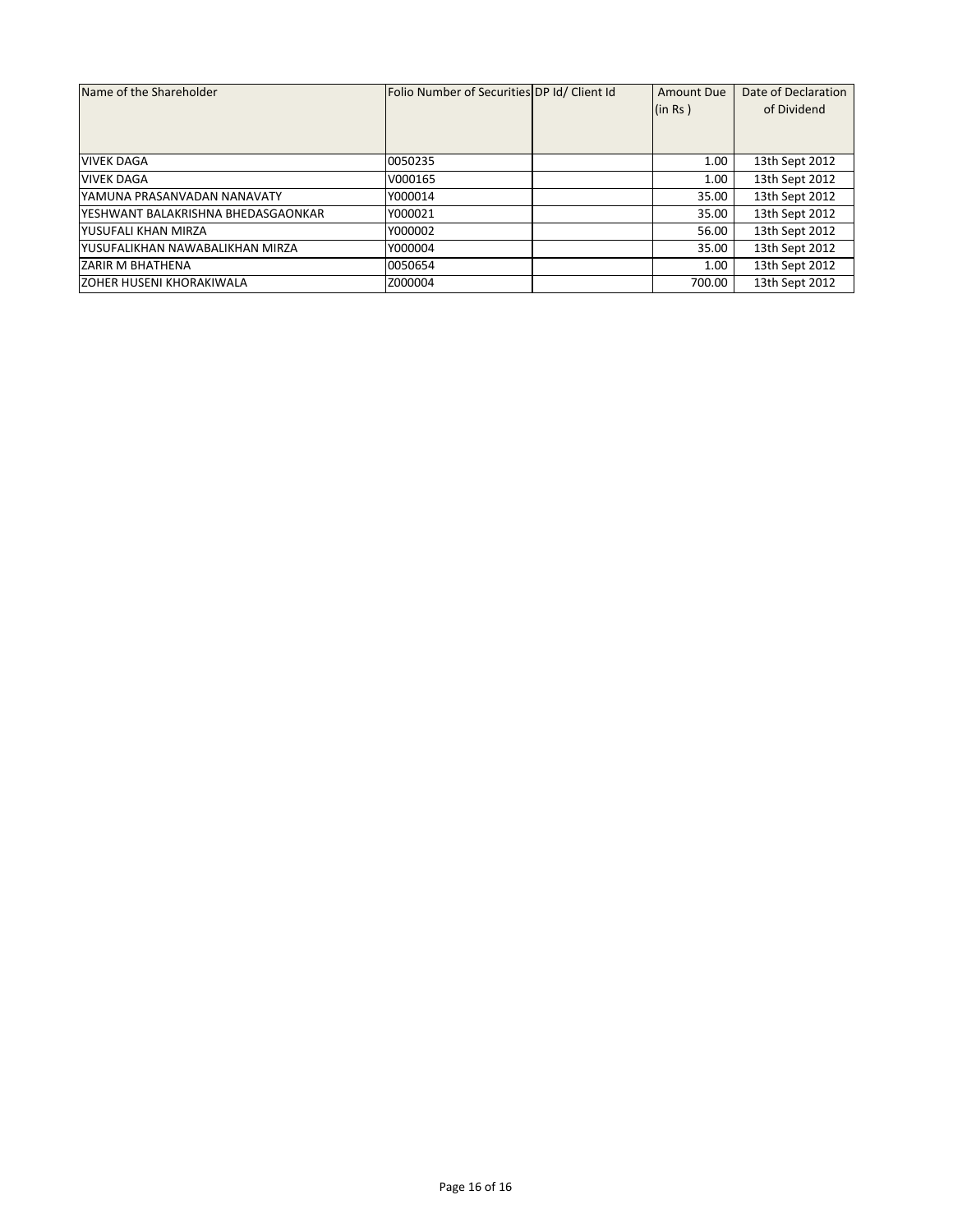| Name of the Shareholder | Folio Number of Securities | DP Id/ Client Id | Amount Due (in Rs ) | Date of Declaration of Dividend |
|---|---|---|---|---|
| VIVEK DAGA | 0050235 | | 1.00 | 13th Sept 2012 |
| VIVEK DAGA | V000165 | | 1.00 | 13th Sept 2012 |
| YAMUNA PRASANVADAN NANAVATY | Y000014 | | 35.00 | 13th Sept 2012 |
| YESHWANT BALAKRISHNA BHEDASGAONKAR | Y000021 | | 35.00 | 13th Sept 2012 |
| YUSUFALI KHAN MIRZA | Y000002 | | 56.00 | 13th Sept 2012 |
| YUSUFALIKHAN NAWABALIKHAN MIRZA | Y000004 | | 35.00 | 13th Sept 2012 |
| ZARIR M BHATHENA | 0050654 | | 1.00 | 13th Sept 2012 |
| ZOHER HUSENI KHORAKIWALA | Z000004 | | 700.00 | 13th Sept 2012 |